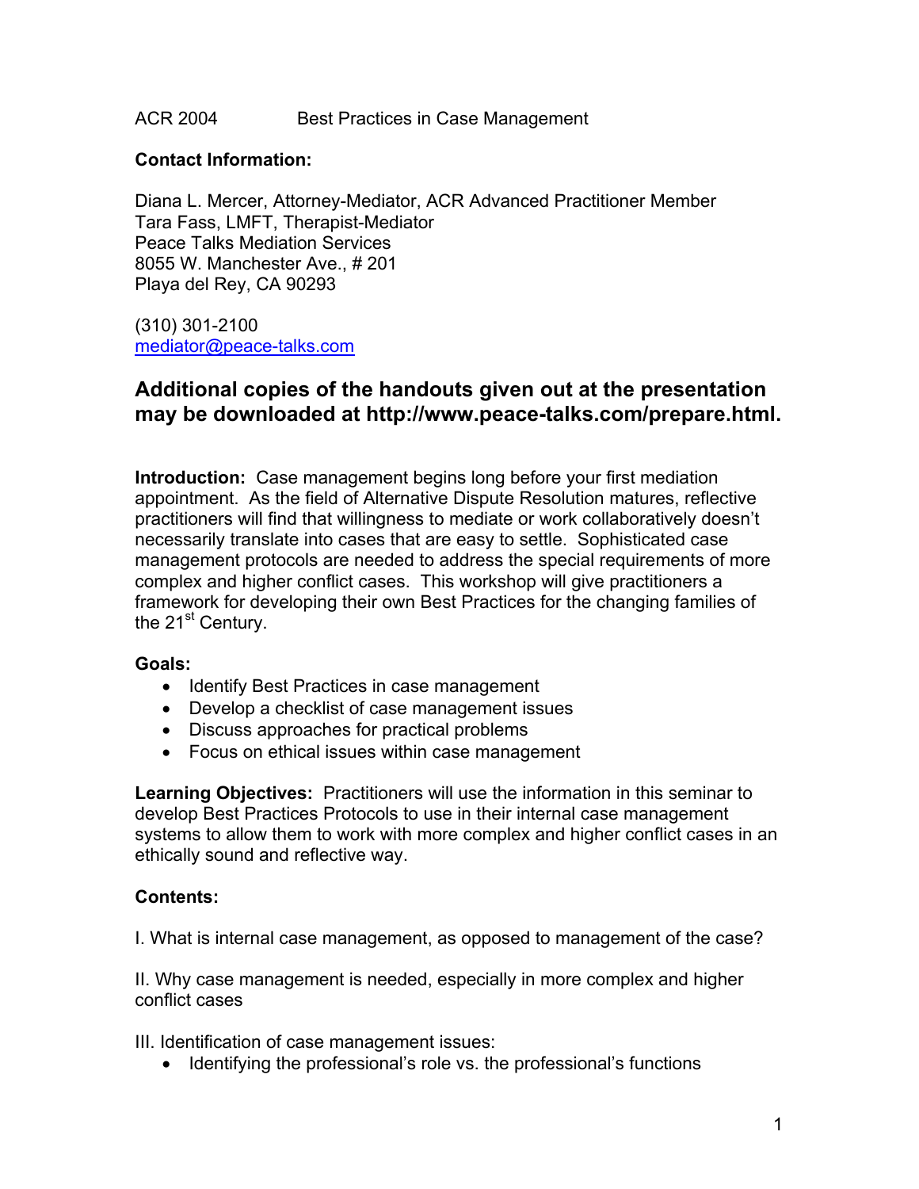ACR 2004 Best Practices in Case Management

**Contact Information:**

Diana L. Mercer, Attorney-Mediator, ACR Advanced Practitioner Member
Tara Fass, LMFT, Therapist-Mediator
Peace Talks Mediation Services
8055 W. Manchester Ave., # 201
Playa del Rey, CA 90293

(310) 301-2100
mediator@peace-talks.com

## Additional copies of the handouts given out at the presentation may be downloaded at http://www.peace-talks.com/prepare.html.

**Introduction:** Case management begins long before your first mediation appointment. As the field of Alternative Dispute Resolution matures, reflective practitioners will find that willingness to mediate or work collaboratively doesn't necessarily translate into cases that are easy to settle. Sophisticated case management protocols are needed to address the special requirements of more complex and higher conflict cases. This workshop will give practitioners a framework for developing their own Best Practices for the changing families of the 21st Century.

**Goals:**

- Identify Best Practices in case management
- Develop a checklist of case management issues
- Discuss approaches for practical problems
- Focus on ethical issues within case management

**Learning Objectives:** Practitioners will use the information in this seminar to develop Best Practices Protocols to use in their internal case management systems to allow them to work with more complex and higher conflict cases in an ethically sound and reflective way.

**Contents:**

I. What is internal case management, as opposed to management of the case?

II. Why case management is needed, especially in more complex and higher conflict cases

III. Identification of case management issues:

- Identifying the professional's role vs. the professional's functions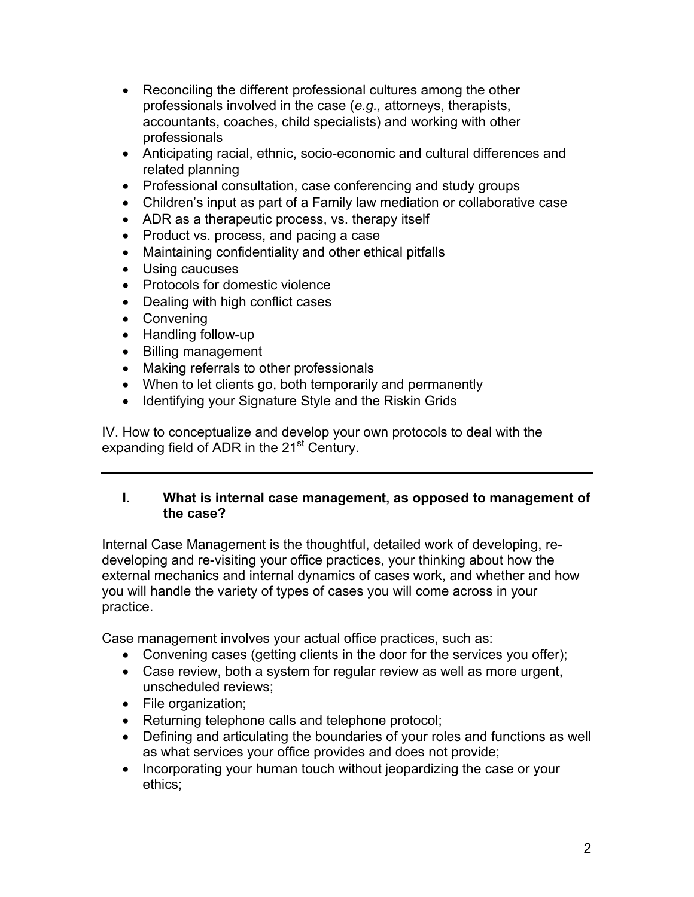- Reconciling the different professional cultures among the other professionals involved in the case (*e.g.,* attorneys, therapists, accountants, coaches, child specialists) and working with other professionals
- Anticipating racial, ethnic, socio-economic and cultural differences and related planning
- Professional consultation, case conferencing and study groups
- Children's input as part of a Family law mediation or collaborative case
- ADR as a therapeutic process, vs. therapy itself
- Product vs. process, and pacing a case
- Maintaining confidentiality and other ethical pitfalls
- Using caucuses
- Protocols for domestic violence
- Dealing with high conflict cases
- Convening
- Handling follow-up
- Billing management
- Making referrals to other professionals
- When to let clients go, both temporarily and permanently
- Identifying your Signature Style and the Riskin Grids

IV. How to conceptualize and develop your own protocols to deal with the expanding field of ADR in the 21st Century.

---

## I. What is internal case management, as opposed to management of the case?

Internal Case Management is the thoughtful, detailed work of developing, re-developing and re-visiting your office practices, your thinking about how the external mechanics and internal dynamics of cases work, and whether and how you will handle the variety of types of cases you will come across in your practice.

Case management involves your actual office practices, such as:

- Convening cases (getting clients in the door for the services you offer);
- Case review, both a system for regular review as well as more urgent, unscheduled reviews;
- File organization;
- Returning telephone calls and telephone protocol;
- Defining and articulating the boundaries of your roles and functions as well as what services your office provides and does not provide;
- Incorporating your human touch without jeopardizing the case or your ethics;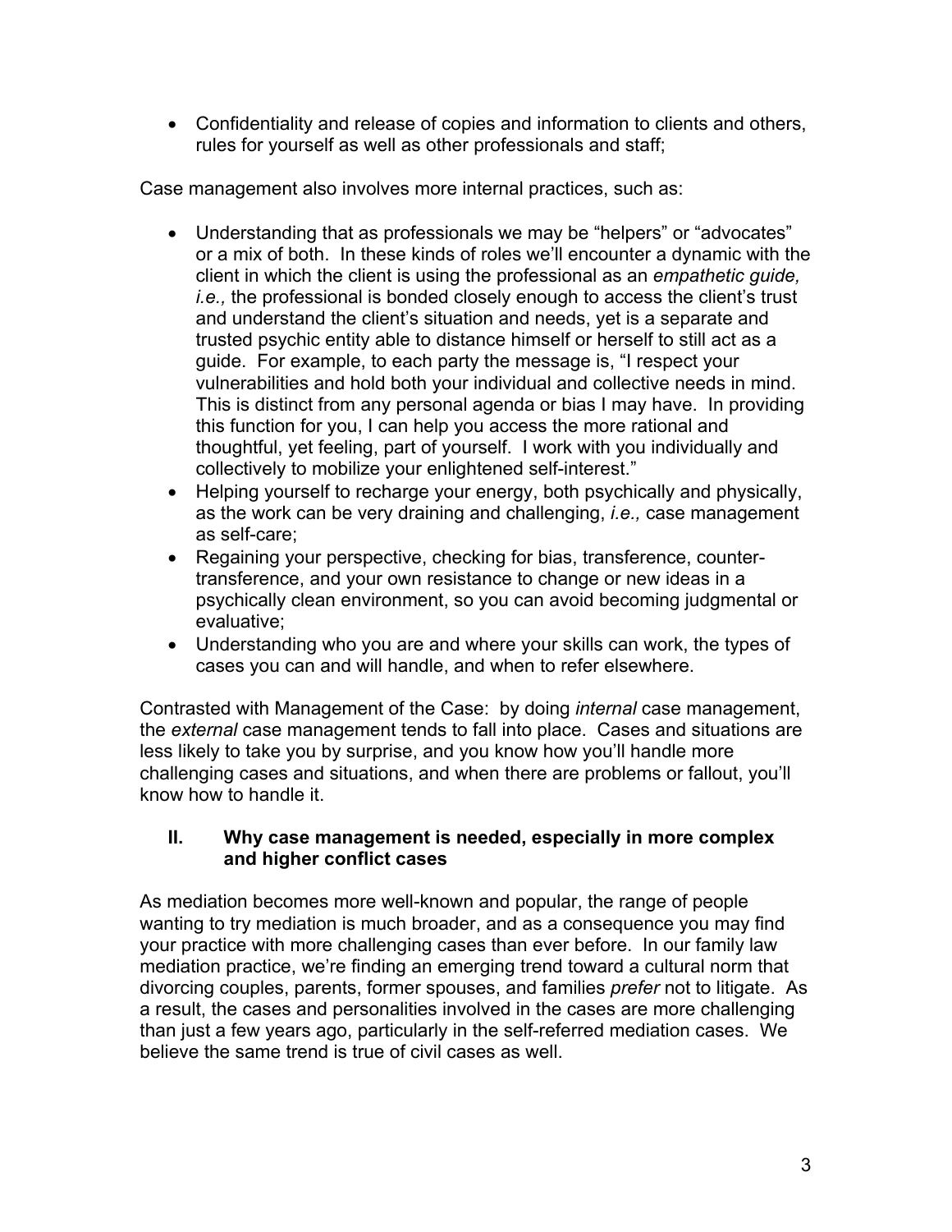- Confidentiality and release of copies and information to clients and others, rules for yourself as well as other professionals and staff;

Case management also involves more internal practices, such as:

- Understanding that as professionals we may be "helpers" or "advocates" or a mix of both. In these kinds of roles we'll encounter a dynamic with the client in which the client is using the professional as an *empathetic guide, i.e.,* the professional is bonded closely enough to access the client's trust and understand the client's situation and needs, yet is a separate and trusted psychic entity able to distance himself or herself to still act as a guide. For example, to each party the message is, "I respect your vulnerabilities and hold both your individual and collective needs in mind. This is distinct from any personal agenda or bias I may have. In providing this function for you, I can help you access the more rational and thoughtful, yet feeling, part of yourself. I work with you individually and collectively to mobilize your enlightened self-interest."
- Helping yourself to recharge your energy, both psychically and physically, as the work can be very draining and challenging, *i.e.,* case management as self-care;
- Regaining your perspective, checking for bias, transference, counter-transference, and your own resistance to change or new ideas in a psychically clean environment, so you can avoid becoming judgmental or evaluative;
- Understanding who you are and where your skills can work, the types of cases you can and will handle, and when to refer elsewhere.

Contrasted with Management of the Case: by doing *internal* case management, the *external* case management tends to fall into place. Cases and situations are less likely to take you by surprise, and you know how you'll handle more challenging cases and situations, and when there are problems or fallout, you'll know how to handle it.

## II. Why case management is needed, especially in more complex and higher conflict cases

As mediation becomes more well-known and popular, the range of people wanting to try mediation is much broader, and as a consequence you may find your practice with more challenging cases than ever before. In our family law mediation practice, we're finding an emerging trend toward a cultural norm that divorcing couples, parents, former spouses, and families *prefer* not to litigate. As a result, the cases and personalities involved in the cases are more challenging than just a few years ago, particularly in the self-referred mediation cases. We believe the same trend is true of civil cases as well.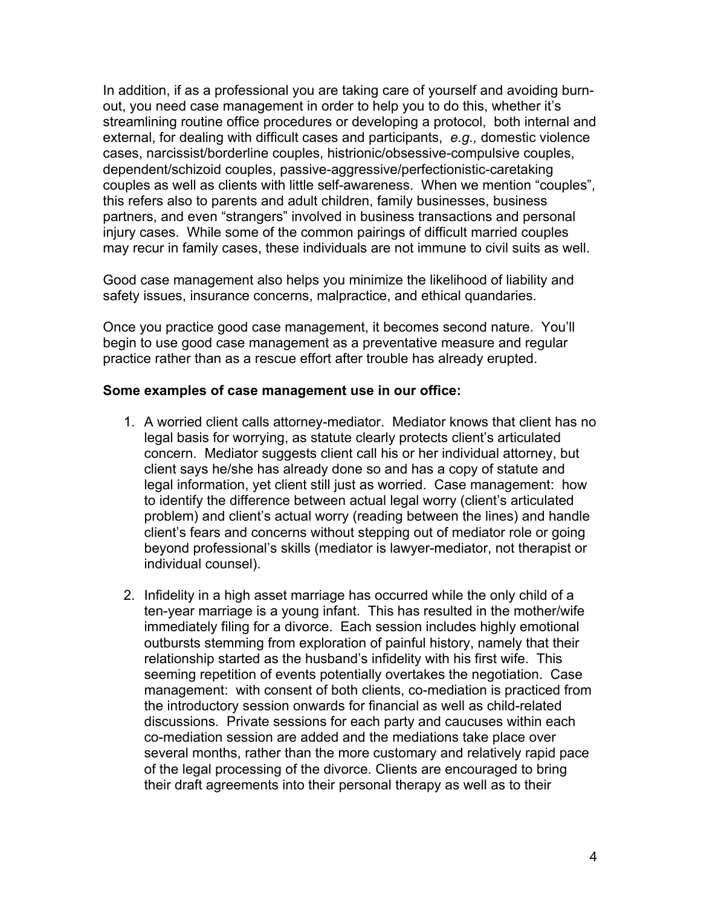In addition, if as a professional you are taking care of yourself and avoiding burn-out, you need case management in order to help you to do this, whether it's streamlining routine office procedures or developing a protocol, both internal and external, for dealing with difficult cases and participants, *e.g.,* domestic violence cases, narcissist/borderline couples, histrionic/obsessive-compulsive couples, dependent/schizoid couples, passive-aggressive/perfectionistic-caretaking couples as well as clients with little self-awareness. When we mention "couples", this refers also to parents and adult children, family businesses, business partners, and even "strangers" involved in business transactions and personal injury cases. While some of the common pairings of difficult married couples may recur in family cases, these individuals are not immune to civil suits as well.

Good case management also helps you minimize the likelihood of liability and safety issues, insurance concerns, malpractice, and ethical quandaries.

Once you practice good case management, it becomes second nature. You'll begin to use good case management as a preventative measure and regular practice rather than as a rescue effort after trouble has already erupted.

**Some examples of case management use in our office:**

1. A worried client calls attorney-mediator. Mediator knows that client has no legal basis for worrying, as statute clearly protects client's articulated concern. Mediator suggests client call his or her individual attorney, but client says he/she has already done so and has a copy of statute and legal information, yet client still just as worried. Case management: how to identify the difference between actual legal worry (client's articulated problem) and client's actual worry (reading between the lines) and handle client's fears and concerns without stepping out of mediator role or going beyond professional's skills (mediator is lawyer-mediator, not therapist or individual counsel).

2. Infidelity in a high asset marriage has occurred while the only child of a ten-year marriage is a young infant. This has resulted in the mother/wife immediately filing for a divorce. Each session includes highly emotional outbursts stemming from exploration of painful history, namely that their relationship started as the husband's infidelity with his first wife. This seeming repetition of events potentially overtakes the negotiation. Case management: with consent of both clients, co-mediation is practiced from the introductory session onwards for financial as well as child-related discussions. Private sessions for each party and caucuses within each co-mediation session are added and the mediations take place over several months, rather than the more customary and relatively rapid pace of the legal processing of the divorce. Clients are encouraged to bring their draft agreements into their personal therapy as well as to their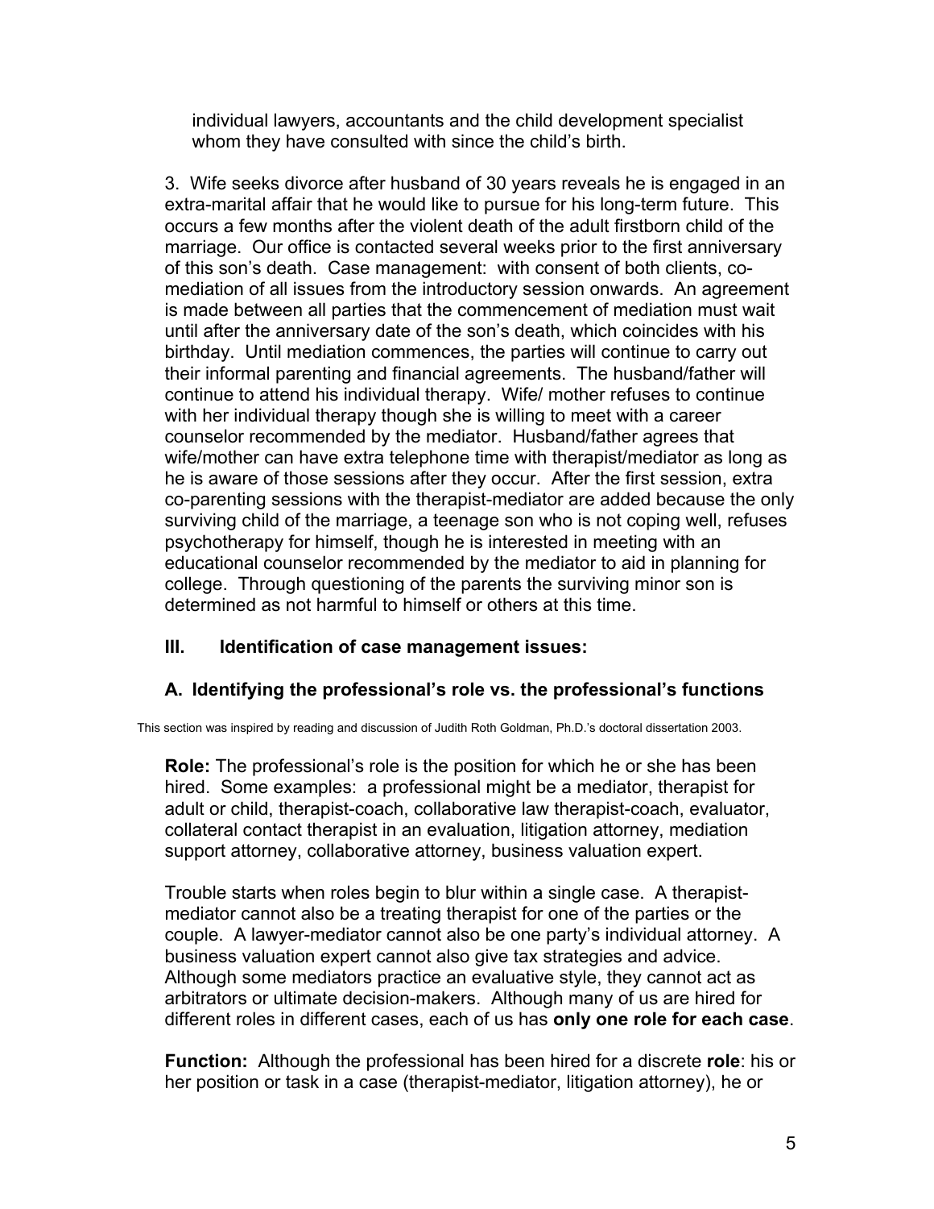individual lawyers, accountants and the child development specialist whom they have consulted with since the child's birth.

3. Wife seeks divorce after husband of 30 years reveals he is engaged in an extra-marital affair that he would like to pursue for his long-term future. This occurs a few months after the violent death of the adult firstborn child of the marriage. Our office is contacted several weeks prior to the first anniversary of this son's death. Case management: with consent of both clients, co-mediation of all issues from the introductory session onwards. An agreement is made between all parties that the commencement of mediation must wait until after the anniversary date of the son's death, which coincides with his birthday. Until mediation commences, the parties will continue to carry out their informal parenting and financial agreements. The husband/father will continue to attend his individual therapy. Wife/ mother refuses to continue with her individual therapy though she is willing to meet with a career counselor recommended by the mediator. Husband/father agrees that wife/mother can have extra telephone time with therapist/mediator as long as he is aware of those sessions after they occur. After the first session, extra co-parenting sessions with the therapist-mediator are added because the only surviving child of the marriage, a teenage son who is not coping well, refuses psychotherapy for himself, though he is interested in meeting with an educational counselor recommended by the mediator to aid in planning for college. Through questioning of the parents the surviving minor son is determined as not harmful to himself or others at this time.

## III. Identification of case management issues:

### A. Identifying the professional's role vs. the professional's functions

This section was inspired by reading and discussion of Judith Roth Goldman, Ph.D.'s doctoral dissertation 2003.

**Role:** The professional's role is the position for which he or she has been hired. Some examples: a professional might be a mediator, therapist for adult or child, therapist-coach, collaborative law therapist-coach, evaluator, collateral contact therapist in an evaluation, litigation attorney, mediation support attorney, collaborative attorney, business valuation expert.

Trouble starts when roles begin to blur within a single case. A therapist-mediator cannot also be a treating therapist for one of the parties or the couple. A lawyer-mediator cannot also be one party's individual attorney. A business valuation expert cannot also give tax strategies and advice. Although some mediators practice an evaluative style, they cannot act as arbitrators or ultimate decision-makers. Although many of us are hired for different roles in different cases, each of us has **only one role for each case**.

**Function:** Although the professional has been hired for a discrete **role**: his or her position or task in a case (therapist-mediator, litigation attorney), he or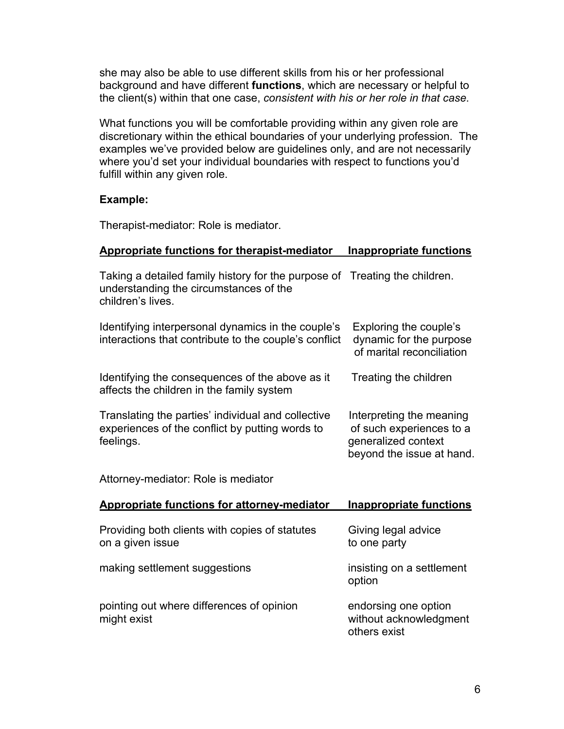she may also be able to use different skills from his or her professional background and have different **functions**, which are necessary or helpful to the client(s) within that one case, *consistent with his or her role in that case*.

What functions you will be comfortable providing within any given role are discretionary within the ethical boundaries of your underlying profession. The examples we've provided below are guidelines only, and are not necessarily where you'd set your individual boundaries with respect to functions you'd fulfill within any given role.

**Example:**

Therapist-mediator: Role is mediator.

| **Appropriate functions for therapist-mediator** | **Inappropriate functions** |
|---|---|
| Taking a detailed family history for the purpose of understanding the circumstances of the children's lives. | Treating the children. |
| Identifying interpersonal dynamics in the couple's interactions that contribute to the couple's conflict | Exploring the couple's dynamic for the purpose of marital reconciliation |
| Identifying the consequences of the above as it affects the children in the family system | Treating the children |
| Translating the parties' individual and collective experiences of the conflict by putting words to feelings. | Interpreting the meaning of such experiences to a generalized context beyond the issue at hand. |

Attorney-mediator: Role is mediator

| **Appropriate functions for attorney-mediator** | **Inappropriate functions** |
|---|---|
| Providing both clients with copies of statutes on a given issue | Giving legal advice to one party |
| making settlement suggestions | insisting on a settlement option |
| pointing out where differences of opinion might exist | endorsing one option without acknowledgment others exist |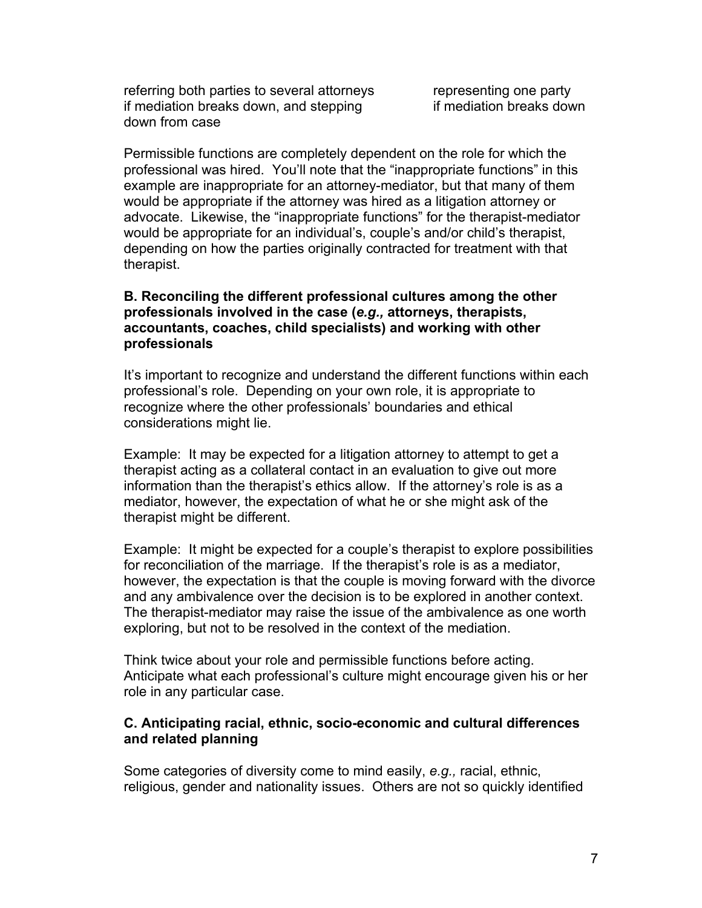| | |
|---|---|
| referring both parties to several attorneys if mediation breaks down, and stepping down from case | representing one party if mediation breaks down |

Permissible functions are completely dependent on the role for which the professional was hired. You'll note that the "inappropriate functions" in this example are inappropriate for an attorney-mediator, but that many of them would be appropriate if the attorney was hired as a litigation attorney or advocate. Likewise, the "inappropriate functions" for the therapist-mediator would be appropriate for an individual's, couple's and/or child's therapist, depending on how the parties originally contracted for treatment with that therapist.

**B. Reconciling the different professional cultures among the other professionals involved in the case (*e.g.,* attorneys, therapists, accountants, coaches, child specialists) and working with other professionals**

It's important to recognize and understand the different functions within each professional's role. Depending on your own role, it is appropriate to recognize where the other professionals' boundaries and ethical considerations might lie.

Example: It may be expected for a litigation attorney to attempt to get a therapist acting as a collateral contact in an evaluation to give out more information than the therapist's ethics allow. If the attorney's role is as a mediator, however, the expectation of what he or she might ask of the therapist might be different.

Example: It might be expected for a couple's therapist to explore possibilities for reconciliation of the marriage. If the therapist's role is as a mediator, however, the expectation is that the couple is moving forward with the divorce and any ambivalence over the decision is to be explored in another context. The therapist-mediator may raise the issue of the ambivalence as one worth exploring, but not to be resolved in the context of the mediation.

Think twice about your role and permissible functions before acting. Anticipate what each professional's culture might encourage given his or her role in any particular case.

**C. Anticipating racial, ethnic, socio-economic and cultural differences and related planning**

Some categories of diversity come to mind easily, *e.g.,* racial, ethnic, religious, gender and nationality issues. Others are not so quickly identified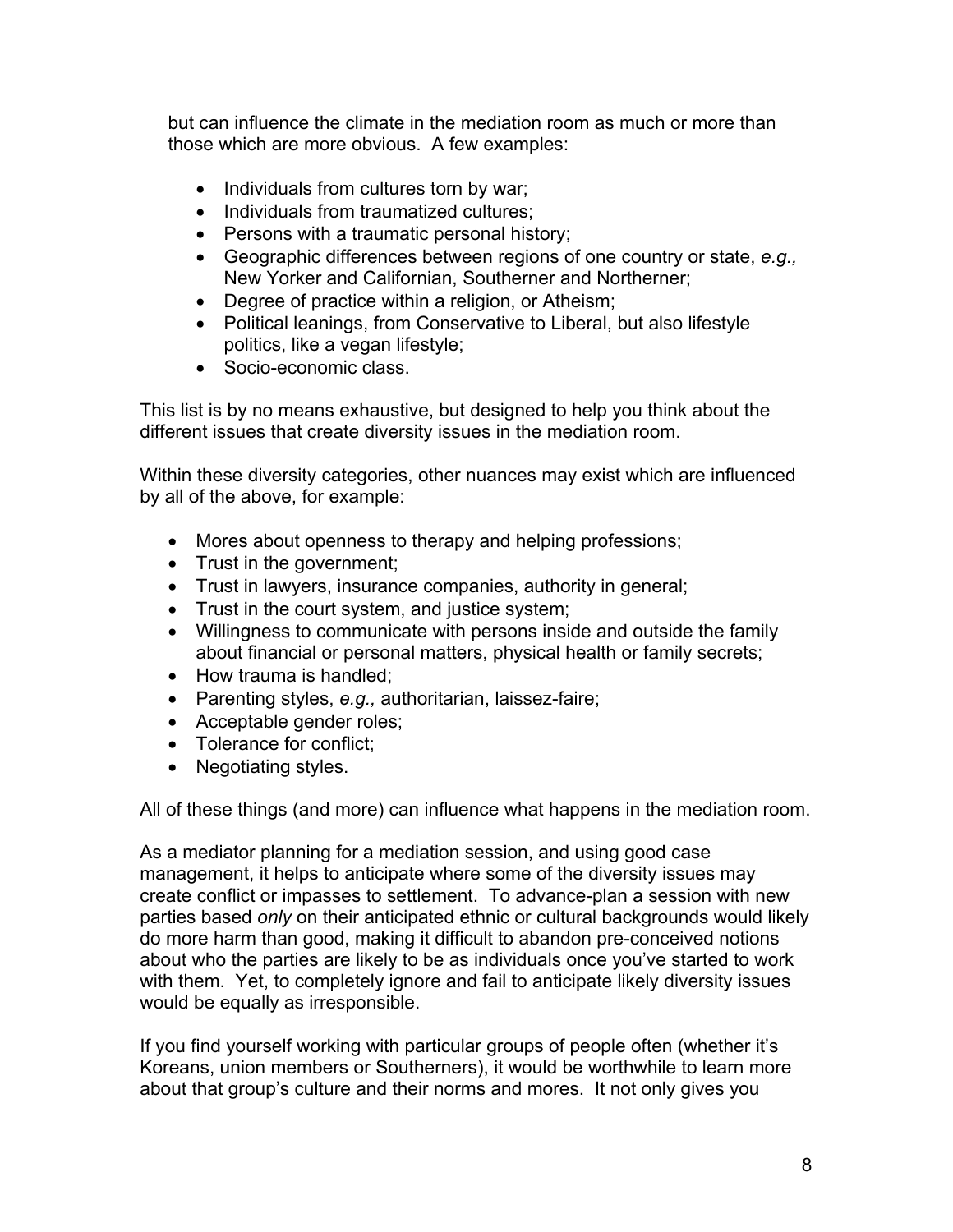but can influence the climate in the mediation room as much or more than those which are more obvious. A few examples:

- Individuals from cultures torn by war;
- Individuals from traumatized cultures;
- Persons with a traumatic personal history;
- Geographic differences between regions of one country or state, *e.g.,* New Yorker and Californian, Southerner and Northerner;
- Degree of practice within a religion, or Atheism;
- Political leanings, from Conservative to Liberal, but also lifestyle politics, like a vegan lifestyle;
- Socio-economic class.

This list is by no means exhaustive, but designed to help you think about the different issues that create diversity issues in the mediation room.

Within these diversity categories, other nuances may exist which are influenced by all of the above, for example:

- Mores about openness to therapy and helping professions;
- Trust in the government;
- Trust in lawyers, insurance companies, authority in general;
- Trust in the court system, and justice system;
- Willingness to communicate with persons inside and outside the family about financial or personal matters, physical health or family secrets;
- How trauma is handled;
- Parenting styles, *e.g.,* authoritarian, laissez-faire;
- Acceptable gender roles;
- Tolerance for conflict;
- Negotiating styles.

All of these things (and more) can influence what happens in the mediation room.

As a mediator planning for a mediation session, and using good case management, it helps to anticipate where some of the diversity issues may create conflict or impasses to settlement. To advance-plan a session with new parties based *only* on their anticipated ethnic or cultural backgrounds would likely do more harm than good, making it difficult to abandon pre-conceived notions about who the parties are likely to be as individuals once you've started to work with them. Yet, to completely ignore and fail to anticipate likely diversity issues would be equally as irresponsible.

If you find yourself working with particular groups of people often (whether it's Koreans, union members or Southerners), it would be worthwhile to learn more about that group's culture and their norms and mores. It not only gives you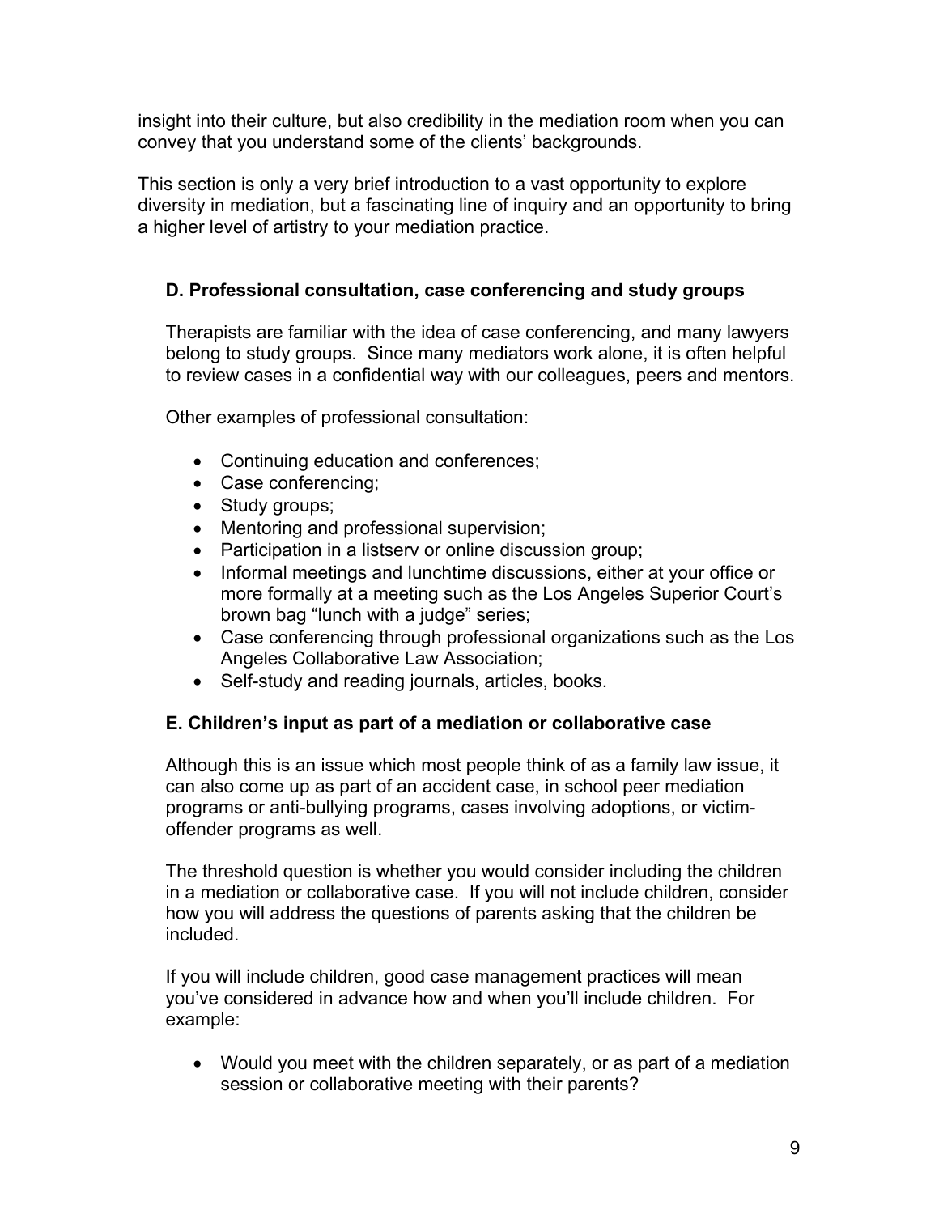insight into their culture, but also credibility in the mediation room when you can convey that you understand some of the clients' backgrounds.

This section is only a very brief introduction to a vast opportunity to explore diversity in mediation, but a fascinating line of inquiry and an opportunity to bring a higher level of artistry to your mediation practice.

### D. Professional consultation, case conferencing and study groups

Therapists are familiar with the idea of case conferencing, and many lawyers belong to study groups. Since many mediators work alone, it is often helpful to review cases in a confidential way with our colleagues, peers and mentors.

Other examples of professional consultation:

- Continuing education and conferences;
- Case conferencing;
- Study groups;
- Mentoring and professional supervision;
- Participation in a listserv or online discussion group;
- Informal meetings and lunchtime discussions, either at your office or more formally at a meeting such as the Los Angeles Superior Court's brown bag "lunch with a judge" series;
- Case conferencing through professional organizations such as the Los Angeles Collaborative Law Association;
- Self-study and reading journals, articles, books.

### E. Children's input as part of a mediation or collaborative case

Although this is an issue which most people think of as a family law issue, it can also come up as part of an accident case, in school peer mediation programs or anti-bullying programs, cases involving adoptions, or victim-offender programs as well.

The threshold question is whether you would consider including the children in a mediation or collaborative case. If you will not include children, consider how you will address the questions of parents asking that the children be included.

If you will include children, good case management practices will mean you've considered in advance how and when you'll include children. For example:

- Would you meet with the children separately, or as part of a mediation session or collaborative meeting with their parents?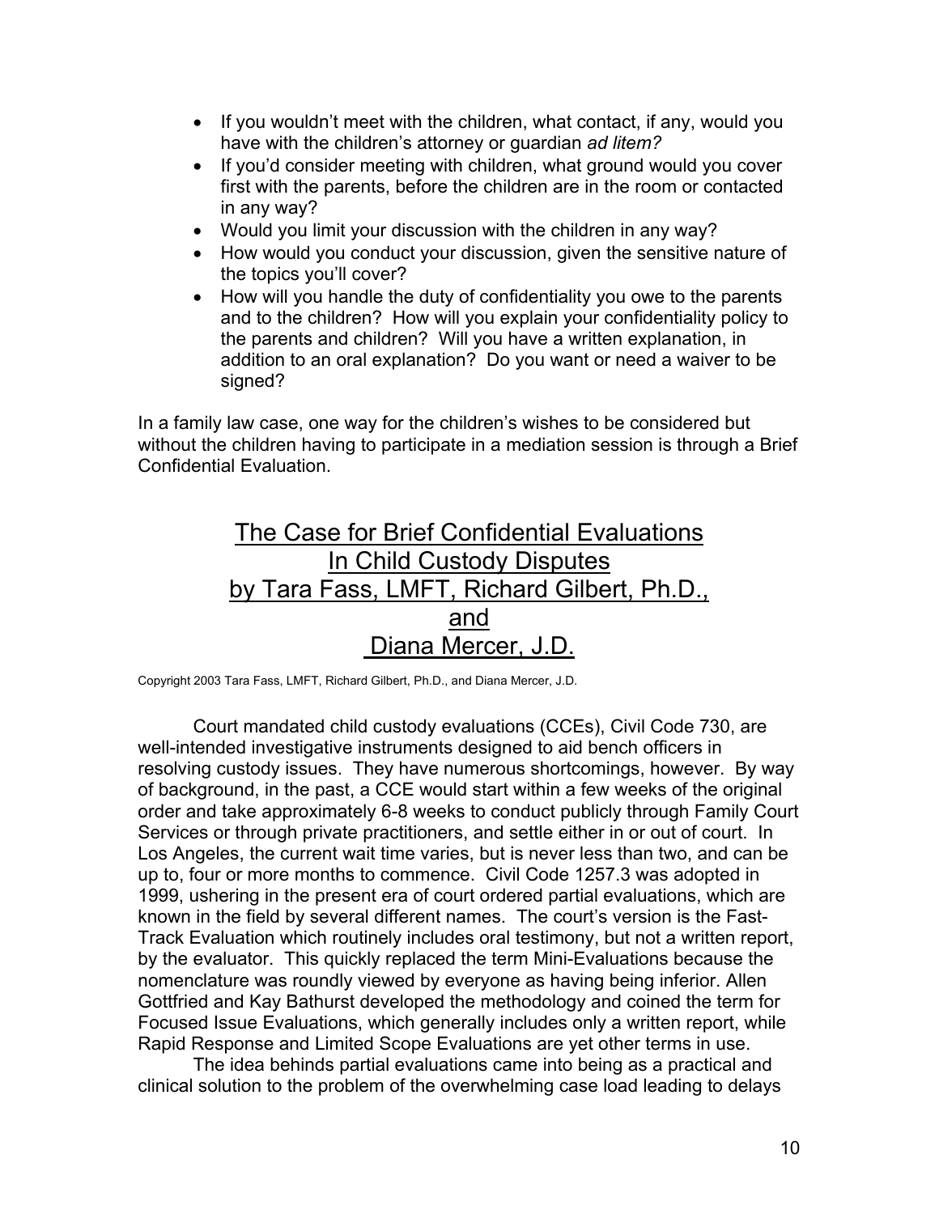- If you wouldn't meet with the children, what contact, if any, would you have with the children's attorney or guardian *ad litem?*
- If you'd consider meeting with children, what ground would you cover first with the parents, before the children are in the room or contacted in any way?
- Would you limit your discussion with the children in any way?
- How would you conduct your discussion, given the sensitive nature of the topics you'll cover?
- How will you handle the duty of confidentiality you owe to the parents and to the children? How will you explain your confidentiality policy to the parents and children? Will you have a written explanation, in addition to an oral explanation? Do you want or need a waiver to be signed?

In a family law case, one way for the children's wishes to be considered but without the children having to participate in a mediation session is through a Brief Confidential Evaluation.

## The Case for Brief Confidential Evaluations In Child Custody Disputes by Tara Fass, LMFT, Richard Gilbert, Ph.D., and Diana Mercer, J.D.

Copyright 2003 Tara Fass, LMFT, Richard Gilbert, Ph.D., and Diana Mercer, J.D.

Court mandated child custody evaluations (CCEs), Civil Code 730, are well-intended investigative instruments designed to aid bench officers in resolving custody issues. They have numerous shortcomings, however. By way of background, in the past, a CCE would start within a few weeks of the original order and take approximately 6-8 weeks to conduct publicly through Family Court Services or through private practitioners, and settle either in or out of court. In Los Angeles, the current wait time varies, but is never less than two, and can be up to, four or more months to commence. Civil Code 1257.3 was adopted in 1999, ushering in the present era of court ordered partial evaluations, which are known in the field by several different names. The court's version is the Fast-Track Evaluation which routinely includes oral testimony, but not a written report, by the evaluator. This quickly replaced the term Mini-Evaluations because the nomenclature was roundly viewed by everyone as having being inferior. Allen Gottfried and Kay Bathurst developed the methodology and coined the term for Focused Issue Evaluations, which generally includes only a written report, while Rapid Response and Limited Scope Evaluations are yet other terms in use.

The idea behinds partial evaluations came into being as a practical and clinical solution to the problem of the overwhelming case load leading to delays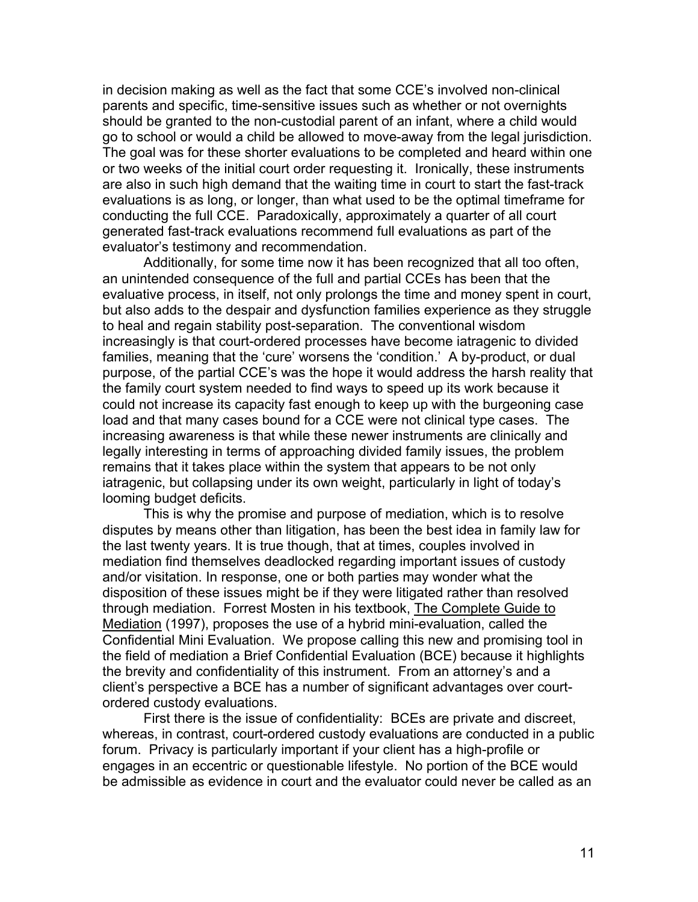in decision making as well as the fact that some CCE's involved non-clinical parents and specific, time-sensitive issues such as whether or not overnights should be granted to the non-custodial parent of an infant, where a child would go to school or would a child be allowed to move-away from the legal jurisdiction. The goal was for these shorter evaluations to be completed and heard within one or two weeks of the initial court order requesting it. Ironically, these instruments are also in such high demand that the waiting time in court to start the fast-track evaluations is as long, or longer, than what used to be the optimal timeframe for conducting the full CCE. Paradoxically, approximately a quarter of all court generated fast-track evaluations recommend full evaluations as part of the evaluator's testimony and recommendation.

Additionally, for some time now it has been recognized that all too often, an unintended consequence of the full and partial CCEs has been that the evaluative process, in itself, not only prolongs the time and money spent in court, but also adds to the despair and dysfunction families experience as they struggle to heal and regain stability post-separation. The conventional wisdom increasingly is that court-ordered processes have become iatragenic to divided families, meaning that the 'cure' worsens the 'condition.' A by-product, or dual purpose, of the partial CCE's was the hope it would address the harsh reality that the family court system needed to find ways to speed up its work because it could not increase its capacity fast enough to keep up with the burgeoning case load and that many cases bound for a CCE were not clinical type cases. The increasing awareness is that while these newer instruments are clinically and legally interesting in terms of approaching divided family issues, the problem remains that it takes place within the system that appears to be not only iatragenic, but collapsing under its own weight, particularly in light of today's looming budget deficits.

This is why the promise and purpose of mediation, which is to resolve disputes by means other than litigation, has been the best idea in family law for the last twenty years. It is true though, that at times, couples involved in mediation find themselves deadlocked regarding important issues of custody and/or visitation. In response, one or both parties may wonder what the disposition of these issues might be if they were litigated rather than resolved through mediation. Forrest Mosten in his textbook, The Complete Guide to Mediation (1997), proposes the use of a hybrid mini-evaluation, called the Confidential Mini Evaluation. We propose calling this new and promising tool in the field of mediation a Brief Confidential Evaluation (BCE) because it highlights the brevity and confidentiality of this instrument. From an attorney's and a client's perspective a BCE has a number of significant advantages over court-ordered custody evaluations.

First there is the issue of confidentiality: BCEs are private and discreet, whereas, in contrast, court-ordered custody evaluations are conducted in a public forum. Privacy is particularly important if your client has a high-profile or engages in an eccentric or questionable lifestyle. No portion of the BCE would be admissible as evidence in court and the evaluator could never be called as an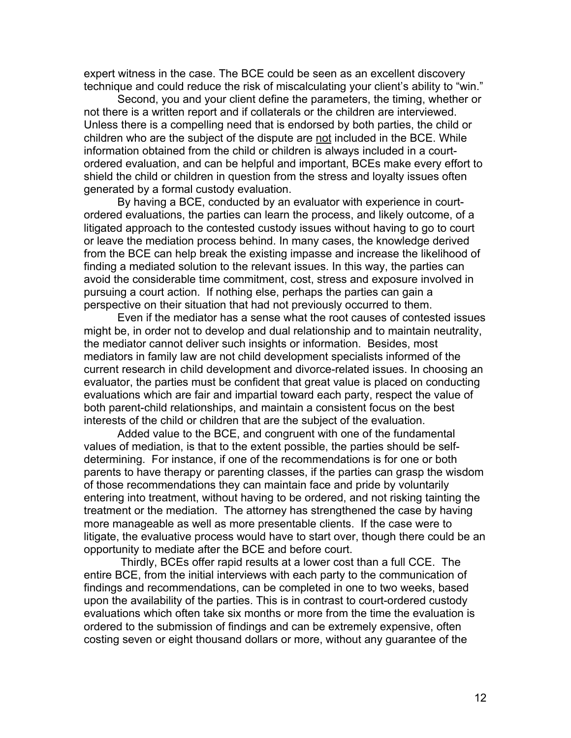expert witness in the case. The BCE could be seen as an excellent discovery technique and could reduce the risk of miscalculating your client's ability to "win."

Second, you and your client define the parameters, the timing, whether or not there is a written report and if collaterals or the children are interviewed. Unless there is a compelling need that is endorsed by both parties, the child or children who are the subject of the dispute are <u>not</u> included in the BCE. While information obtained from the child or children is always included in a court-ordered evaluation, and can be helpful and important, BCEs make every effort to shield the child or children in question from the stress and loyalty issues often generated by a formal custody evaluation.

By having a BCE, conducted by an evaluator with experience in court-ordered evaluations, the parties can learn the process, and likely outcome, of a litigated approach to the contested custody issues without having to go to court or leave the mediation process behind. In many cases, the knowledge derived from the BCE can help break the existing impasse and increase the likelihood of finding a mediated solution to the relevant issues. In this way, the parties can avoid the considerable time commitment, cost, stress and exposure involved in pursuing a court action. If nothing else, perhaps the parties can gain a perspective on their situation that had not previously occurred to them.

Even if the mediator has a sense what the root causes of contested issues might be, in order not to develop and dual relationship and to maintain neutrality, the mediator cannot deliver such insights or information. Besides, most mediators in family law are not child development specialists informed of the current research in child development and divorce-related issues. In choosing an evaluator, the parties must be confident that great value is placed on conducting evaluations which are fair and impartial toward each party, respect the value of both parent-child relationships, and maintain a consistent focus on the best interests of the child or children that are the subject of the evaluation.

Added value to the BCE, and congruent with one of the fundamental values of mediation, is that to the extent possible, the parties should be self-determining. For instance, if one of the recommendations is for one or both parents to have therapy or parenting classes, if the parties can grasp the wisdom of those recommendations they can maintain face and pride by voluntarily entering into treatment, without having to be ordered, and not risking tainting the treatment or the mediation. The attorney has strengthened the case by having more manageable as well as more presentable clients. If the case were to litigate, the evaluative process would have to start over, though there could be an opportunity to mediate after the BCE and before court.

Thirdly, BCEs offer rapid results at a lower cost than a full CCE. The entire BCE, from the initial interviews with each party to the communication of findings and recommendations, can be completed in one to two weeks, based upon the availability of the parties. This is in contrast to court-ordered custody evaluations which often take six months or more from the time the evaluation is ordered to the submission of findings and can be extremely expensive, often costing seven or eight thousand dollars or more, without any guarantee of the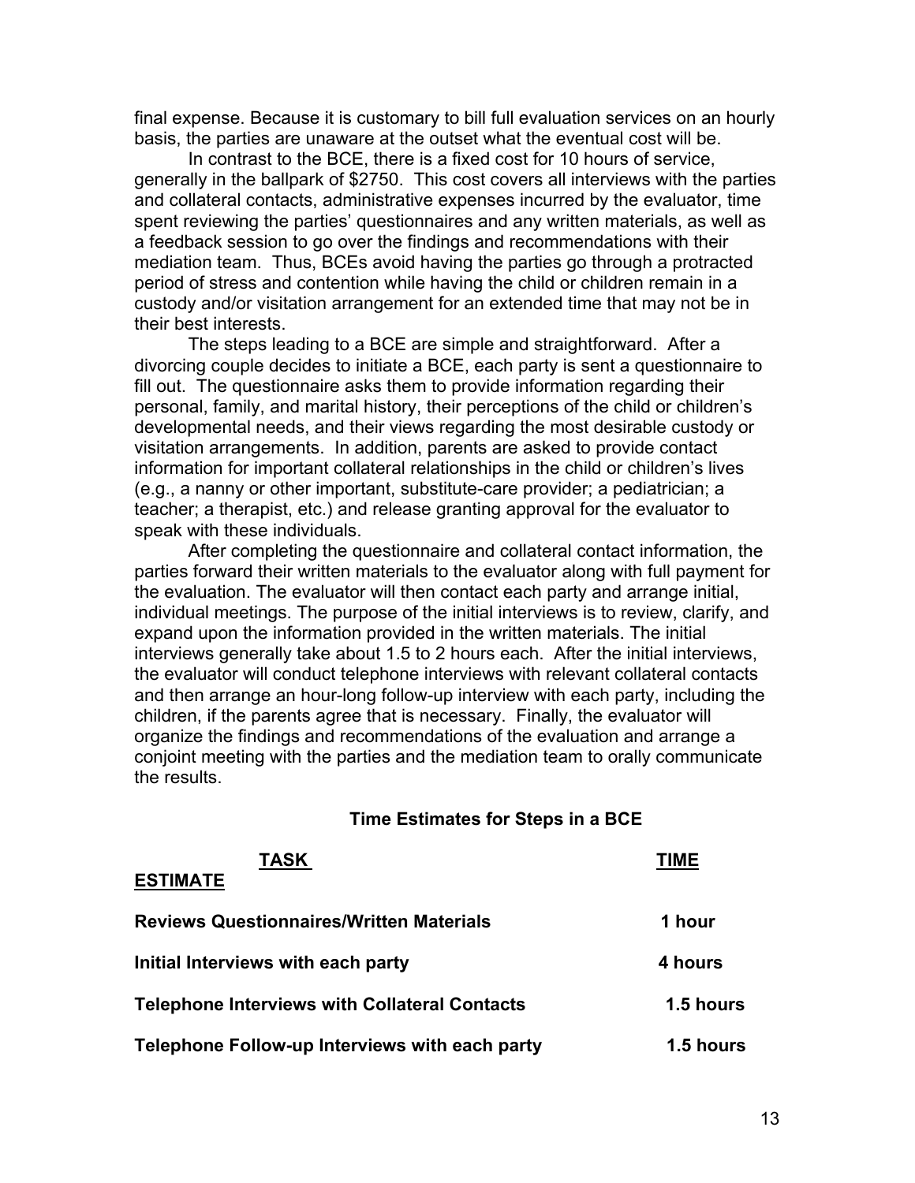final expense. Because it is customary to bill full evaluation services on an hourly basis, the parties are unaware at the outset what the eventual cost will be.

In contrast to the BCE, there is a fixed cost for 10 hours of service, generally in the ballpark of $2750. This cost covers all interviews with the parties and collateral contacts, administrative expenses incurred by the evaluator, time spent reviewing the parties' questionnaires and any written materials, as well as a feedback session to go over the findings and recommendations with their mediation team. Thus, BCEs avoid having the parties go through a protracted period of stress and contention while having the child or children remain in a custody and/or visitation arrangement for an extended time that may not be in their best interests.

The steps leading to a BCE are simple and straightforward. After a divorcing couple decides to initiate a BCE, each party is sent a questionnaire to fill out. The questionnaire asks them to provide information regarding their personal, family, and marital history, their perceptions of the child or children's developmental needs, and their views regarding the most desirable custody or visitation arrangements. In addition, parents are asked to provide contact information for important collateral relationships in the child or children's lives (e.g., a nanny or other important, substitute-care provider; a pediatrician; a teacher; a therapist, etc.) and release granting approval for the evaluator to speak with these individuals.

After completing the questionnaire and collateral contact information, the parties forward their written materials to the evaluator along with full payment for the evaluation. The evaluator will then contact each party and arrange initial, individual meetings. The purpose of the initial interviews is to review, clarify, and expand upon the information provided in the written materials. The initial interviews generally take about 1.5 to 2 hours each. After the initial interviews, the evaluator will conduct telephone interviews with relevant collateral contacts and then arrange an hour-long follow-up interview with each party, including the children, if the parents agree that is necessary. Finally, the evaluator will organize the findings and recommendations of the evaluation and arrange a conjoint meeting with the parties and the mediation team to orally communicate the results.

**Time Estimates for Steps in a BCE**

| TASK | TIME ESTIMATE |
|---|---|
| **Reviews Questionnaires/Written Materials** | **1 hour** |
| **Initial Interviews with each party** | **4 hours** |
| **Telephone Interviews with Collateral Contacts** | **1.5 hours** |
| **Telephone Follow-up Interviews with each party** | **1.5 hours** |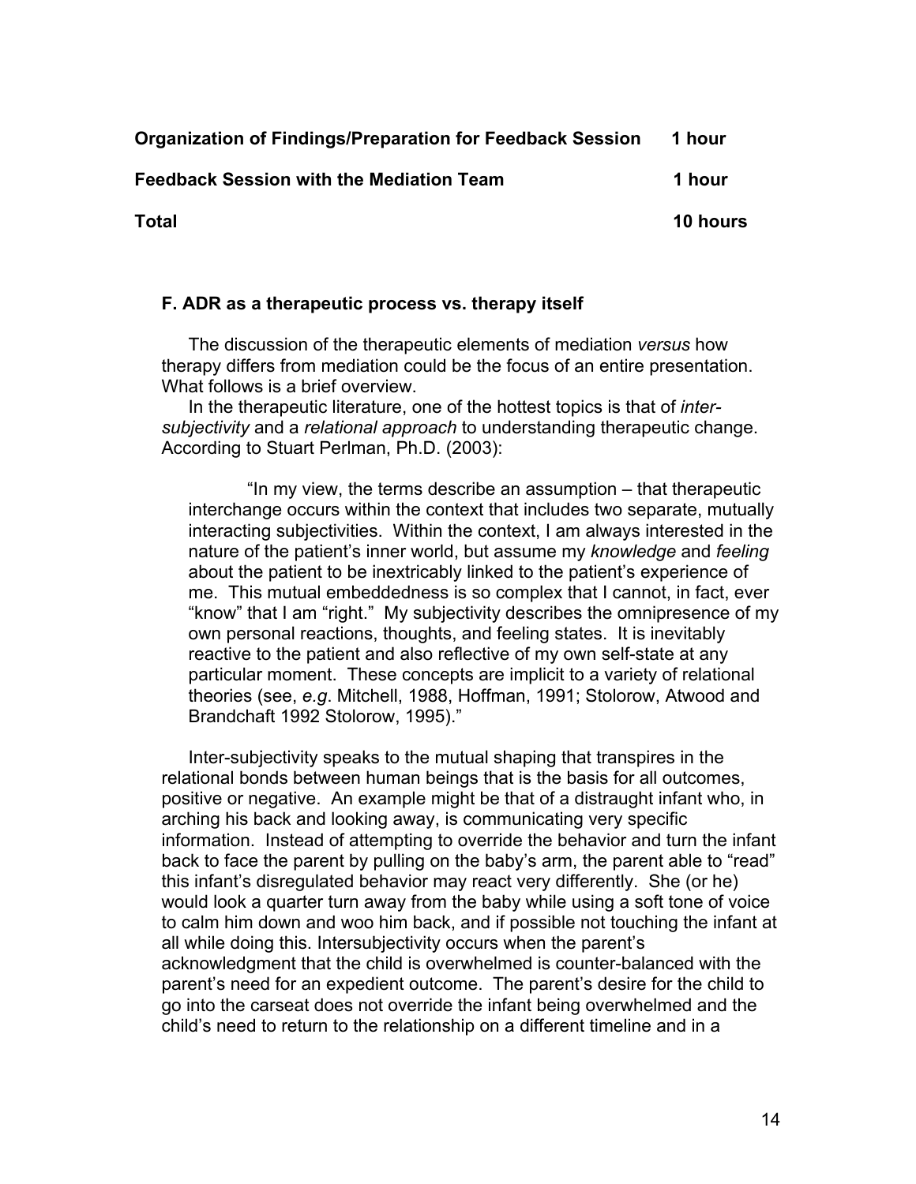| | |
|---|---|
| **Organization of Findings/Preparation for Feedback Session** | **1 hour** |
| **Feedback Session with the Mediation Team** | **1 hour** |
| **Total** | **10 hours** |

### F. ADR as a therapeutic process vs. therapy itself

The discussion of the therapeutic elements of mediation *versus* how therapy differs from mediation could be the focus of an entire presentation. What follows is a brief overview.

In the therapeutic literature, one of the hottest topics is that of *inter-subjectivity* and a *relational approach* to understanding therapeutic change. According to Stuart Perlman, Ph.D. (2003):

> "In my view, the terms describe an assumption – that therapeutic interchange occurs within the context that includes two separate, mutually interacting subjectivities. Within the context, I am always interested in the nature of the patient's inner world, but assume my *knowledge* and *feeling* about the patient to be inextricably linked to the patient's experience of me. This mutual embeddedness is so complex that I cannot, in fact, ever "know" that I am "right." My subjectivity describes the omnipresence of my own personal reactions, thoughts, and feeling states. It is inevitably reactive to the patient and also reflective of my own self-state at any particular moment. These concepts are implicit to a variety of relational theories (see, *e.g*. Mitchell, 1988, Hoffman, 1991; Stolorow, Atwood and Brandchaft 1992 Stolorow, 1995)."

Inter-subjectivity speaks to the mutual shaping that transpires in the relational bonds between human beings that is the basis for all outcomes, positive or negative. An example might be that of a distraught infant who, in arching his back and looking away, is communicating very specific information. Instead of attempting to override the behavior and turn the infant back to face the parent by pulling on the baby's arm, the parent able to "read" this infant's disregulated behavior may react very differently. She (or he) would look a quarter turn away from the baby while using a soft tone of voice to calm him down and woo him back, and if possible not touching the infant at all while doing this. Intersubjectivity occurs when the parent's acknowledgment that the child is overwhelmed is counter-balanced with the parent's need for an expedient outcome. The parent's desire for the child to go into the carseat does not override the infant being overwhelmed and the child's need to return to the relationship on a different timeline and in a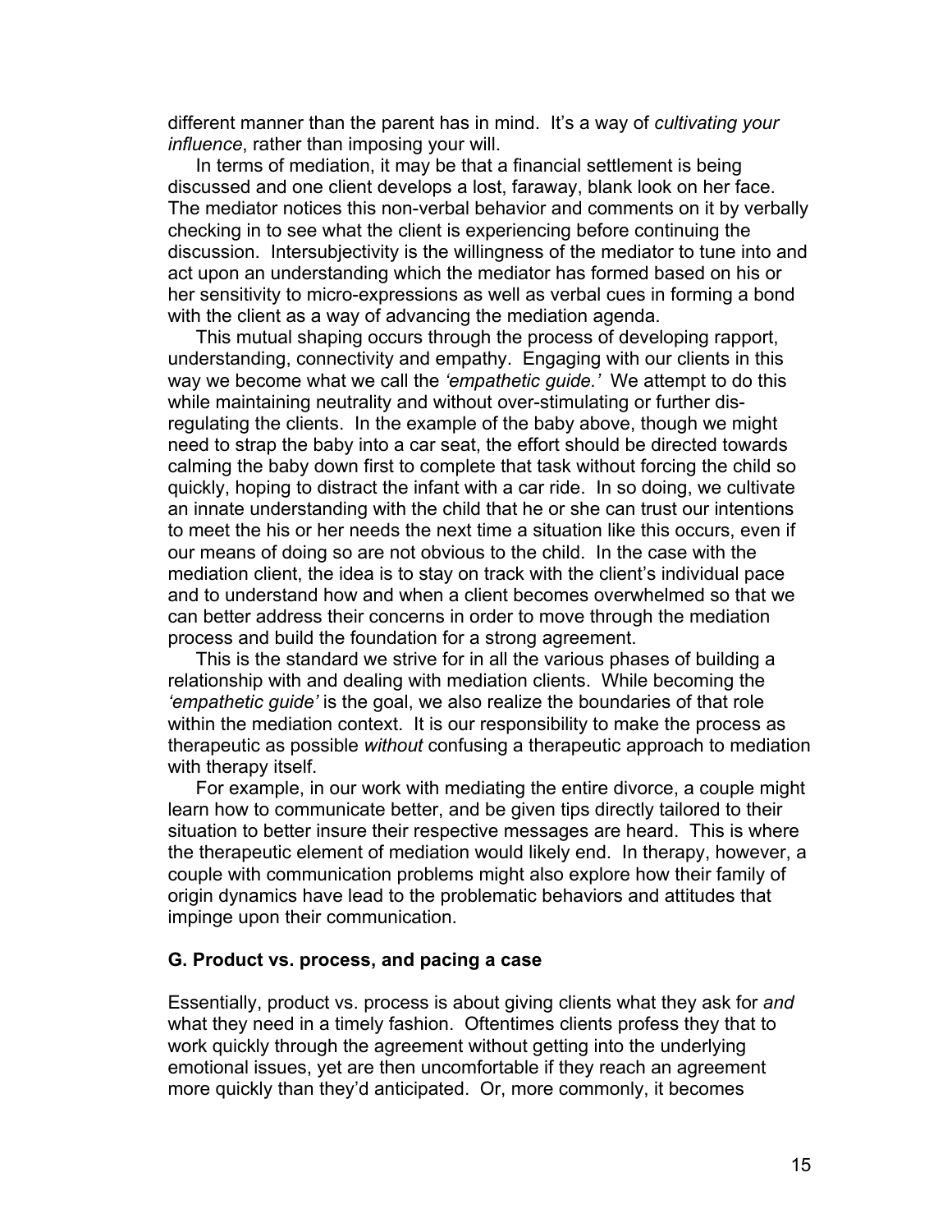different manner than the parent has in mind. It's a way of *cultivating your influence*, rather than imposing your will.

In terms of mediation, it may be that a financial settlement is being discussed and one client develops a lost, faraway, blank look on her face. The mediator notices this non-verbal behavior and comments on it by verbally checking in to see what the client is experiencing before continuing the discussion. Intersubjectivity is the willingness of the mediator to tune into and act upon an understanding which the mediator has formed based on his or her sensitivity to micro-expressions as well as verbal cues in forming a bond with the client as a way of advancing the mediation agenda.

This mutual shaping occurs through the process of developing rapport, understanding, connectivity and empathy. Engaging with our clients in this way we become what we call the *'empathetic guide.'* We attempt to do this while maintaining neutrality and without over-stimulating or further dis-regulating the clients. In the example of the baby above, though we might need to strap the baby into a car seat, the effort should be directed towards calming the baby down first to complete that task without forcing the child so quickly, hoping to distract the infant with a car ride. In so doing, we cultivate an innate understanding with the child that he or she can trust our intentions to meet the his or her needs the next time a situation like this occurs, even if our means of doing so are not obvious to the child. In the case with the mediation client, the idea is to stay on track with the client's individual pace and to understand how and when a client becomes overwhelmed so that we can better address their concerns in order to move through the mediation process and build the foundation for a strong agreement.

This is the standard we strive for in all the various phases of building a relationship with and dealing with mediation clients. While becoming the *'empathetic guide'* is the goal, we also realize the boundaries of that role within the mediation context. It is our responsibility to make the process as therapeutic as possible *without* confusing a therapeutic approach to mediation with therapy itself.

For example, in our work with mediating the entire divorce, a couple might learn how to communicate better, and be given tips directly tailored to their situation to better insure their respective messages are heard. This is where the therapeutic element of mediation would likely end. In therapy, however, a couple with communication problems might also explore how their family of origin dynamics have lead to the problematic behaviors and attitudes that impinge upon their communication.

### G. Product vs. process, and pacing a case

Essentially, product vs. process is about giving clients what they ask for *and* what they need in a timely fashion. Oftentimes clients profess they that to work quickly through the agreement without getting into the underlying emotional issues, yet are then uncomfortable if they reach an agreement more quickly than they'd anticipated. Or, more commonly, it becomes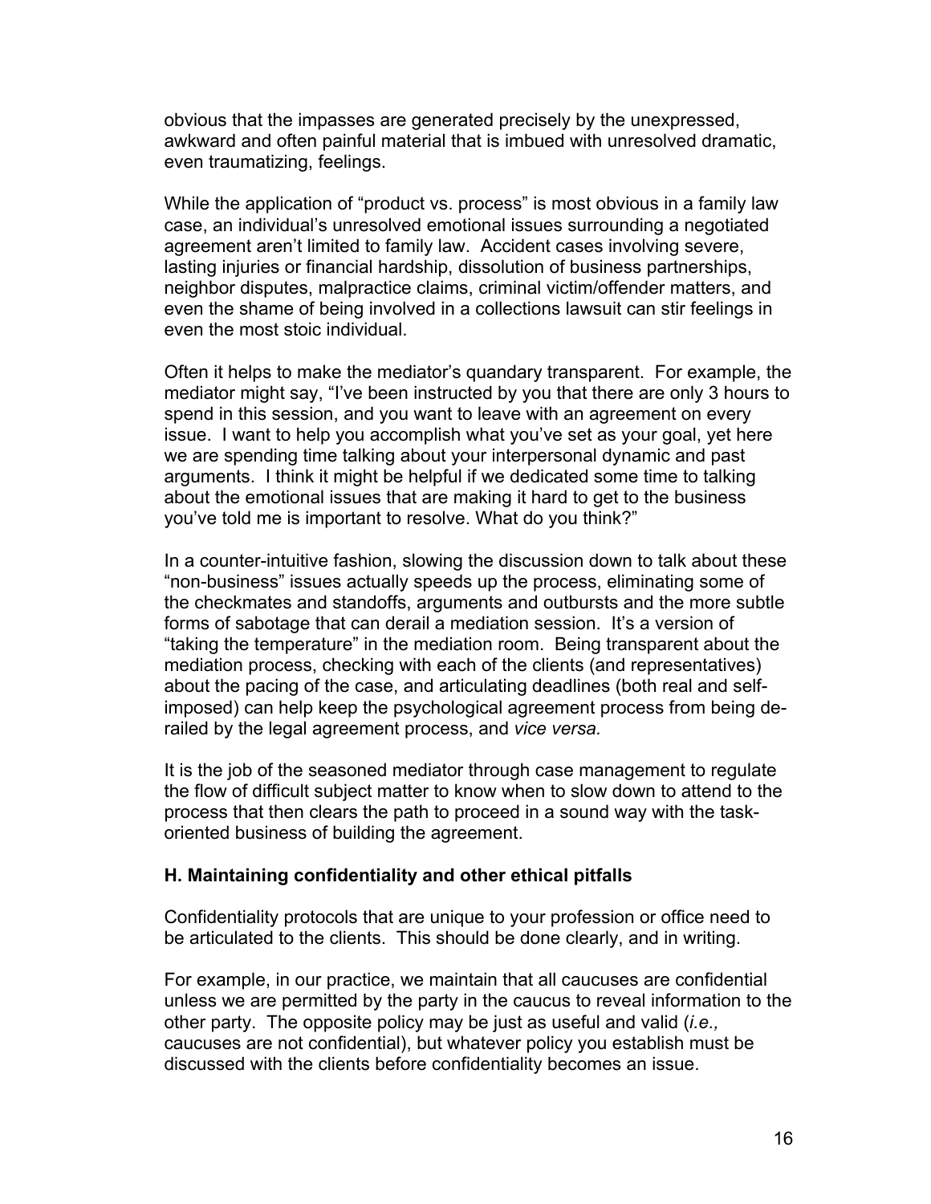obvious that the impasses are generated precisely by the unexpressed, awkward and often painful material that is imbued with unresolved dramatic, even traumatizing, feelings.

While the application of "product vs. process" is most obvious in a family law case, an individual's unresolved emotional issues surrounding a negotiated agreement aren't limited to family law. Accident cases involving severe, lasting injuries or financial hardship, dissolution of business partnerships, neighbor disputes, malpractice claims, criminal victim/offender matters, and even the shame of being involved in a collections lawsuit can stir feelings in even the most stoic individual.

Often it helps to make the mediator's quandary transparent. For example, the mediator might say, "I've been instructed by you that there are only 3 hours to spend in this session, and you want to leave with an agreement on every issue. I want to help you accomplish what you've set as your goal, yet here we are spending time talking about your interpersonal dynamic and past arguments. I think it might be helpful if we dedicated some time to talking about the emotional issues that are making it hard to get to the business you've told me is important to resolve. What do you think?"

In a counter-intuitive fashion, slowing the discussion down to talk about these "non-business" issues actually speeds up the process, eliminating some of the checkmates and standoffs, arguments and outbursts and the more subtle forms of sabotage that can derail a mediation session. It's a version of "taking the temperature" in the mediation room. Being transparent about the mediation process, checking with each of the clients (and representatives) about the pacing of the case, and articulating deadlines (both real and self-imposed) can help keep the psychological agreement process from being de-railed by the legal agreement process, and *vice versa.*

It is the job of the seasoned mediator through case management to regulate the flow of difficult subject matter to know when to slow down to attend to the process that then clears the path to proceed in a sound way with the task-oriented business of building the agreement.

### H. Maintaining confidentiality and other ethical pitfalls

Confidentiality protocols that are unique to your profession or office need to be articulated to the clients. This should be done clearly, and in writing.

For example, in our practice, we maintain that all caucuses are confidential unless we are permitted by the party in the caucus to reveal information to the other party. The opposite policy may be just as useful and valid (*i.e.,* caucuses are not confidential), but whatever policy you establish must be discussed with the clients before confidentiality becomes an issue.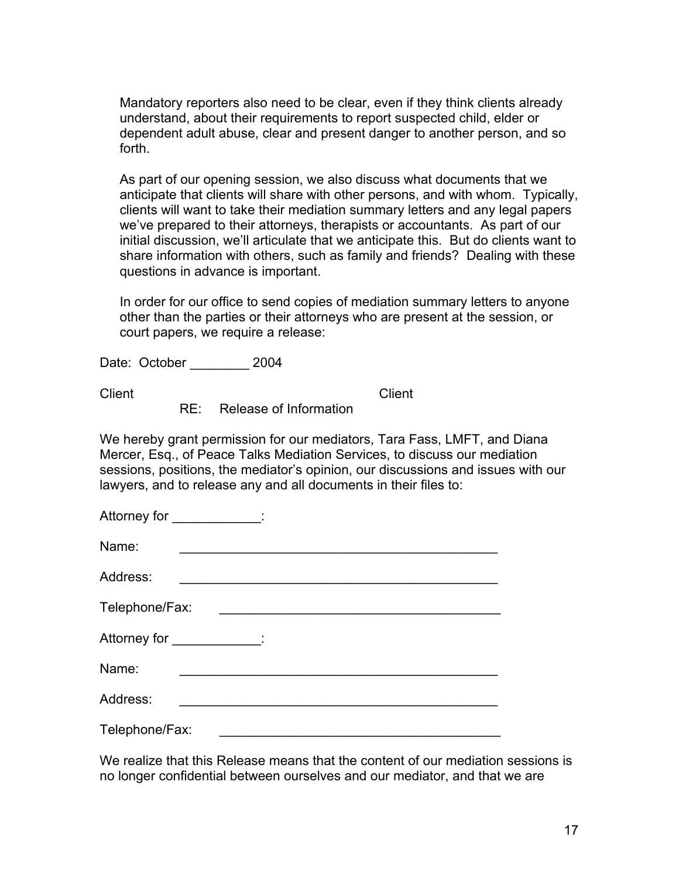Mandatory reporters also need to be clear, even if they think clients already understand, about their requirements to report suspected child, elder or dependent adult abuse, clear and present danger to another person, and so forth.

As part of our opening session, we also discuss what documents that we anticipate that clients will share with other persons, and with whom. Typically, clients will want to take their mediation summary letters and any legal papers we've prepared to their attorneys, therapists or accountants. As part of our initial discussion, we'll articulate that we anticipate this. But do clients want to share information with others, such as family and friends? Dealing with these questions in advance is important.

In order for our office to send copies of mediation summary letters to anyone other than the parties or their attorneys who are present at the session, or court papers, we require a release:

Date: October ________ 2004

Client Client

RE: Release of Information

We hereby grant permission for our mediators, Tara Fass, LMFT, and Diana Mercer, Esq., of Peace Talks Mediation Services, to discuss our mediation sessions, positions, the mediator's opinion, our discussions and issues with our lawyers, and to release any and all documents in their files to:

Attorney for ____________:

Name: _____________________________________________

Address: _____________________________________________

Telephone/Fax: _______________________________________

Attorney for ____________:

Name: _____________________________________________

Address: _____________________________________________

Telephone/Fax: _______________________________________

We realize that this Release means that the content of our mediation sessions is no longer confidential between ourselves and our mediator, and that we are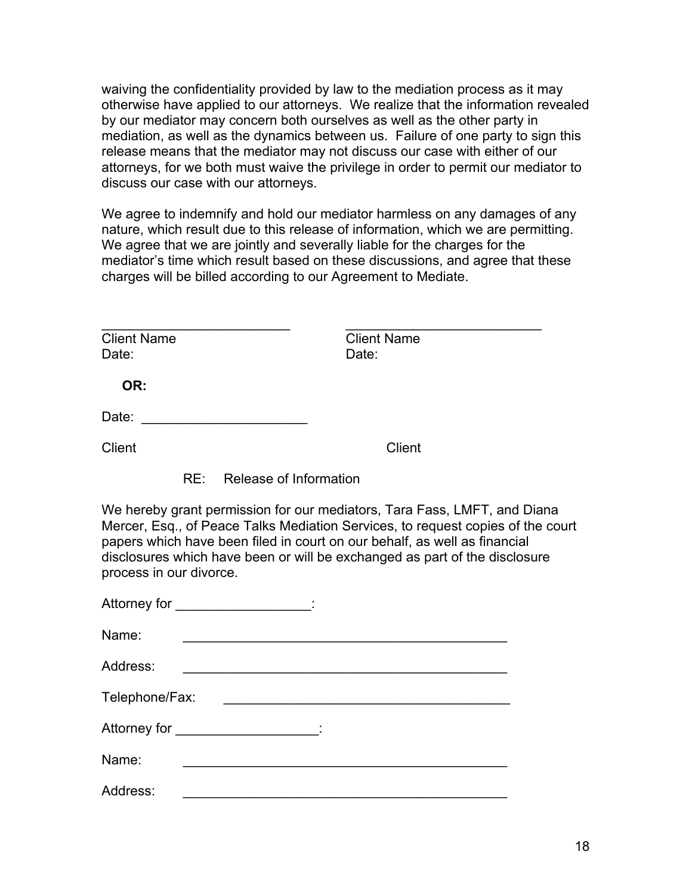waiving the confidentiality provided by law to the mediation process as it may otherwise have applied to our attorneys. We realize that the information revealed by our mediator may concern both ourselves as well as the other party in mediation, as well as the dynamics between us. Failure of one party to sign this release means that the mediator may not discuss our case with either of our attorneys, for we both must waive the privilege in order to permit our mediator to discuss our case with our attorneys.

We agree to indemnify and hold our mediator harmless on any damages of any nature, which result due to this release of information, which we are permitting. We agree that we are jointly and severally liable for the charges for the mediator's time which result based on these discussions, and agree that these charges will be billed according to our Agreement to Mediate.

_________________________ &nbsp;&nbsp;&nbsp;&nbsp;&nbsp;&nbsp;&nbsp;&nbsp; __________________________
Client Name &nbsp;&nbsp;&nbsp;&nbsp;&nbsp;&nbsp;&nbsp;&nbsp;&nbsp;&nbsp;&nbsp;&nbsp;&nbsp;&nbsp;&nbsp;&nbsp;&nbsp;&nbsp;&nbsp;&nbsp;&nbsp;&nbsp;&nbsp;&nbsp; Client Name
Date: &nbsp;&nbsp;&nbsp;&nbsp;&nbsp;&nbsp;&nbsp;&nbsp;&nbsp;&nbsp;&nbsp;&nbsp;&nbsp;&nbsp;&nbsp;&nbsp;&nbsp;&nbsp;&nbsp;&nbsp;&nbsp;&nbsp;&nbsp;&nbsp;&nbsp;&nbsp;&nbsp;&nbsp;&nbsp;&nbsp;&nbsp;&nbsp;&nbsp;&nbsp; Date:

**OR:**

Date: ______________________

Client &nbsp;&nbsp;&nbsp;&nbsp;&nbsp;&nbsp;&nbsp;&nbsp;&nbsp;&nbsp;&nbsp;&nbsp;&nbsp;&nbsp;&nbsp;&nbsp;&nbsp;&nbsp;&nbsp;&nbsp;&nbsp;&nbsp;&nbsp;&nbsp;&nbsp;&nbsp;&nbsp;&nbsp;&nbsp;&nbsp;&nbsp;&nbsp;&nbsp;&nbsp;&nbsp;&nbsp;&nbsp;&nbsp;&nbsp;&nbsp; Client

RE: Release of Information

We hereby grant permission for our mediators, Tara Fass, LMFT, and Diana Mercer, Esq., of Peace Talks Mediation Services, to request copies of the court papers which have been filed in court on our behalf, as well as financial disclosures which have been or will be exchanged as part of the disclosure process in our divorce.

Attorney for __________________:

Name: ____________________________________________

Address: ____________________________________________

Telephone/Fax: _______________________________________

Attorney for ___________________:

Name: ____________________________________________

Address: ____________________________________________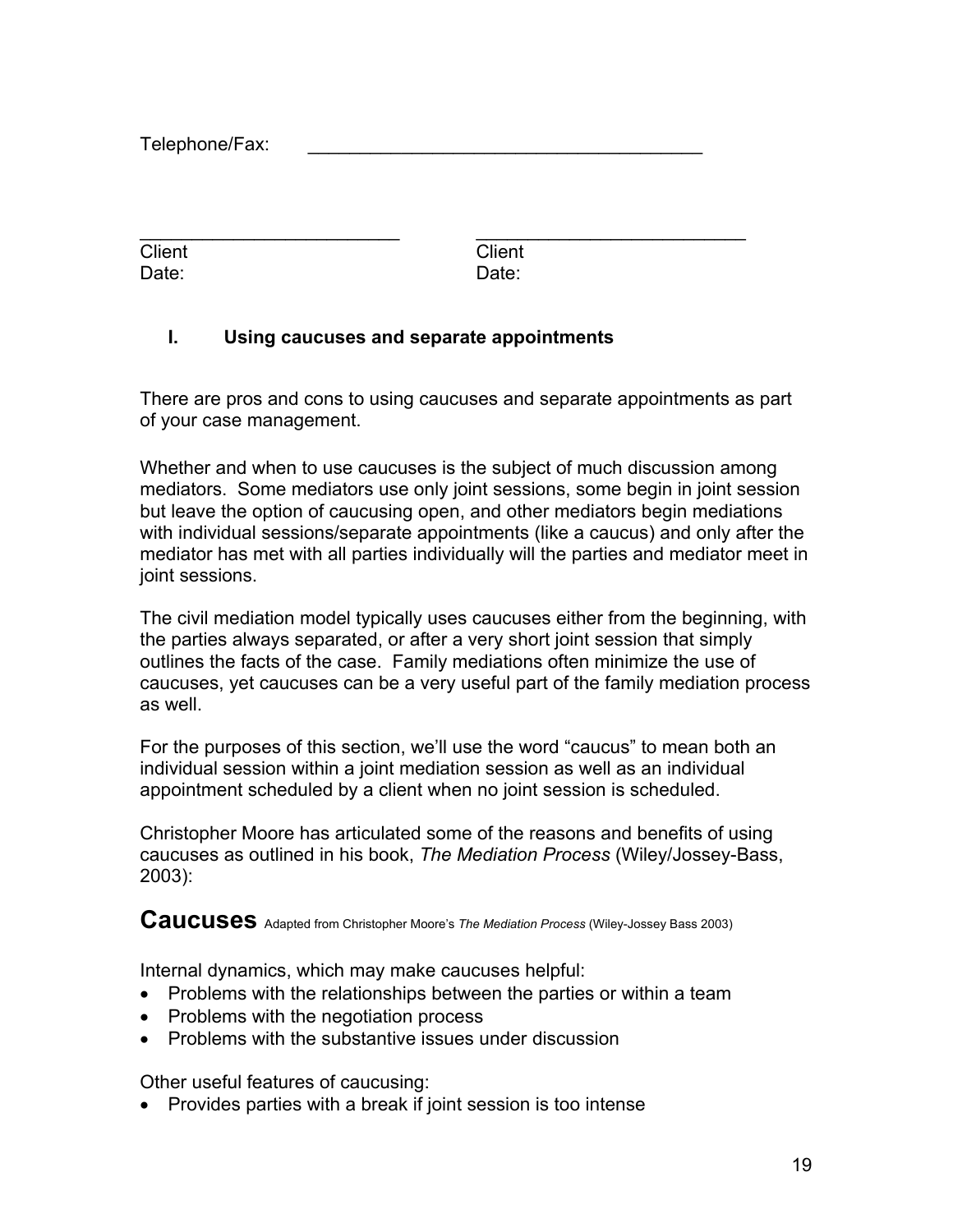Telephone/Fax: \_\_\_\_\_\_\_\_\_\_\_\_\_\_\_\_\_\_\_\_\_\_\_\_\_\_\_\_\_\_\_\_\_\_\_\_\_\_\_\_

| \_\_\_\_\_\_\_\_\_\_\_\_\_\_\_\_\_\_\_\_\_\_\_\_\_\_ | \_\_\_\_\_\_\_\_\_\_\_\_\_\_\_\_\_\_\_\_\_\_\_\_\_\_ |
| --- | --- |
| Client | Client |
| Date: | Date: |

### I. Using caucuses and separate appointments

There are pros and cons to using caucuses and separate appointments as part of your case management.

Whether and when to use caucuses is the subject of much discussion among mediators. Some mediators use only joint sessions, some begin in joint session but leave the option of caucusing open, and other mediators begin mediations with individual sessions/separate appointments (like a caucus) and only after the mediator has met with all parties individually will the parties and mediator meet in joint sessions.

The civil mediation model typically uses caucuses either from the beginning, with the parties always separated, or after a very short joint session that simply outlines the facts of the case. Family mediations often minimize the use of caucuses, yet caucuses can be a very useful part of the family mediation process as well.

For the purposes of this section, we'll use the word "caucus" to mean both an individual session within a joint mediation session as well as an individual appointment scheduled by a client when no joint session is scheduled.

Christopher Moore has articulated some of the reasons and benefits of using caucuses as outlined in his book, *The Mediation Process* (Wiley/Jossey-Bass, 2003):

## Caucuses

Adapted from Christopher Moore's *The Mediation Process* (Wiley-Jossey Bass 2003)

Internal dynamics, which may make caucuses helpful:

- Problems with the relationships between the parties or within a team
- Problems with the negotiation process
- Problems with the substantive issues under discussion

Other useful features of caucusing:

- Provides parties with a break if joint session is too intense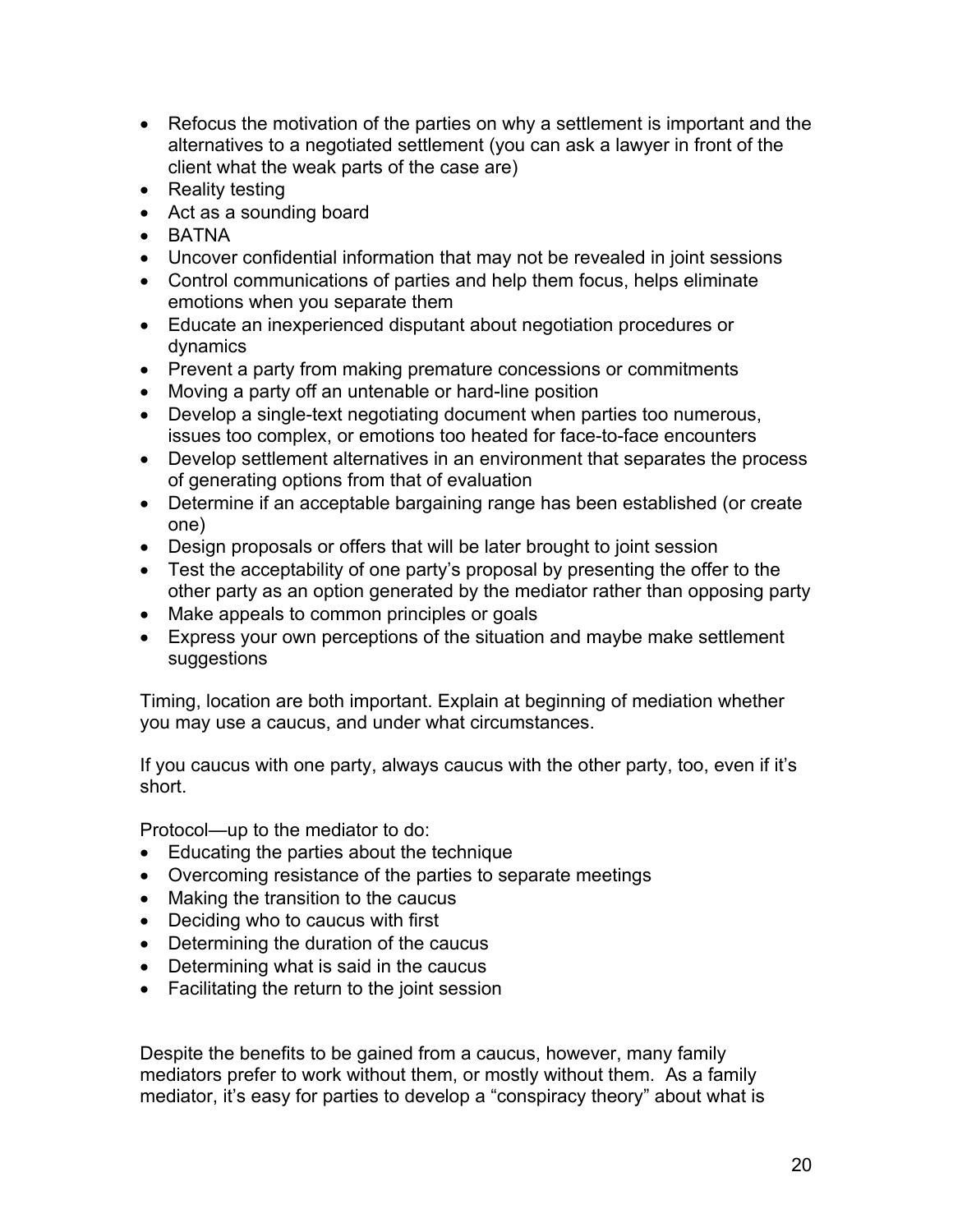- Refocus the motivation of the parties on why a settlement is important and the alternatives to a negotiated settlement (you can ask a lawyer in front of the client what the weak parts of the case are)
- Reality testing
- Act as a sounding board
- BATNA
- Uncover confidential information that may not be revealed in joint sessions
- Control communications of parties and help them focus, helps eliminate emotions when you separate them
- Educate an inexperienced disputant about negotiation procedures or dynamics
- Prevent a party from making premature concessions or commitments
- Moving a party off an untenable or hard-line position
- Develop a single-text negotiating document when parties too numerous, issues too complex, or emotions too heated for face-to-face encounters
- Develop settlement alternatives in an environment that separates the process of generating options from that of evaluation
- Determine if an acceptable bargaining range has been established (or create one)
- Design proposals or offers that will be later brought to joint session
- Test the acceptability of one party's proposal by presenting the offer to the other party as an option generated by the mediator rather than opposing party
- Make appeals to common principles or goals
- Express your own perceptions of the situation and maybe make settlement suggestions

Timing, location are both important. Explain at beginning of mediation whether you may use a caucus, and under what circumstances.

If you caucus with one party, always caucus with the other party, too, even if it's short.

Protocol—up to the mediator to do:

- Educating the parties about the technique
- Overcoming resistance of the parties to separate meetings
- Making the transition to the caucus
- Deciding who to caucus with first
- Determining the duration of the caucus
- Determining what is said in the caucus
- Facilitating the return to the joint session

Despite the benefits to be gained from a caucus, however, many family mediators prefer to work without them, or mostly without them. As a family mediator, it's easy for parties to develop a "conspiracy theory" about what is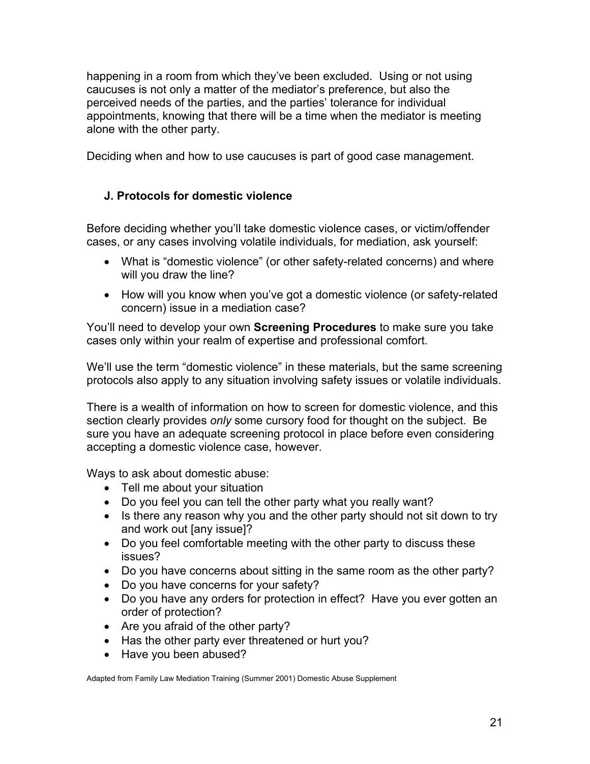happening in a room from which they've been excluded. Using or not using caucuses is not only a matter of the mediator's preference, but also the perceived needs of the parties, and the parties' tolerance for individual appointments, knowing that there will be a time when the mediator is meeting alone with the other party.

Deciding when and how to use caucuses is part of good case management.

### J. Protocols for domestic violence

Before deciding whether you'll take domestic violence cases, or victim/offender cases, or any cases involving volatile individuals, for mediation, ask yourself:

- What is "domestic violence" (or other safety-related concerns) and where will you draw the line?
- How will you know when you've got a domestic violence (or safety-related concern) issue in a mediation case?

You'll need to develop your own **Screening Procedures** to make sure you take cases only within your realm of expertise and professional comfort.

We'll use the term "domestic violence" in these materials, but the same screening protocols also apply to any situation involving safety issues or volatile individuals.

There is a wealth of information on how to screen for domestic violence, and this section clearly provides *only* some cursory food for thought on the subject. Be sure you have an adequate screening protocol in place before even considering accepting a domestic violence case, however.

Ways to ask about domestic abuse:

- Tell me about your situation
- Do you feel you can tell the other party what you really want?
- Is there any reason why you and the other party should not sit down to try and work out [any issue]?
- Do you feel comfortable meeting with the other party to discuss these issues?
- Do you have concerns about sitting in the same room as the other party?
- Do you have concerns for your safety?
- Do you have any orders for protection in effect? Have you ever gotten an order of protection?
- Are you afraid of the other party?
- Has the other party ever threatened or hurt you?
- Have you been abused?

Adapted from Family Law Mediation Training (Summer 2001) Domestic Abuse Supplement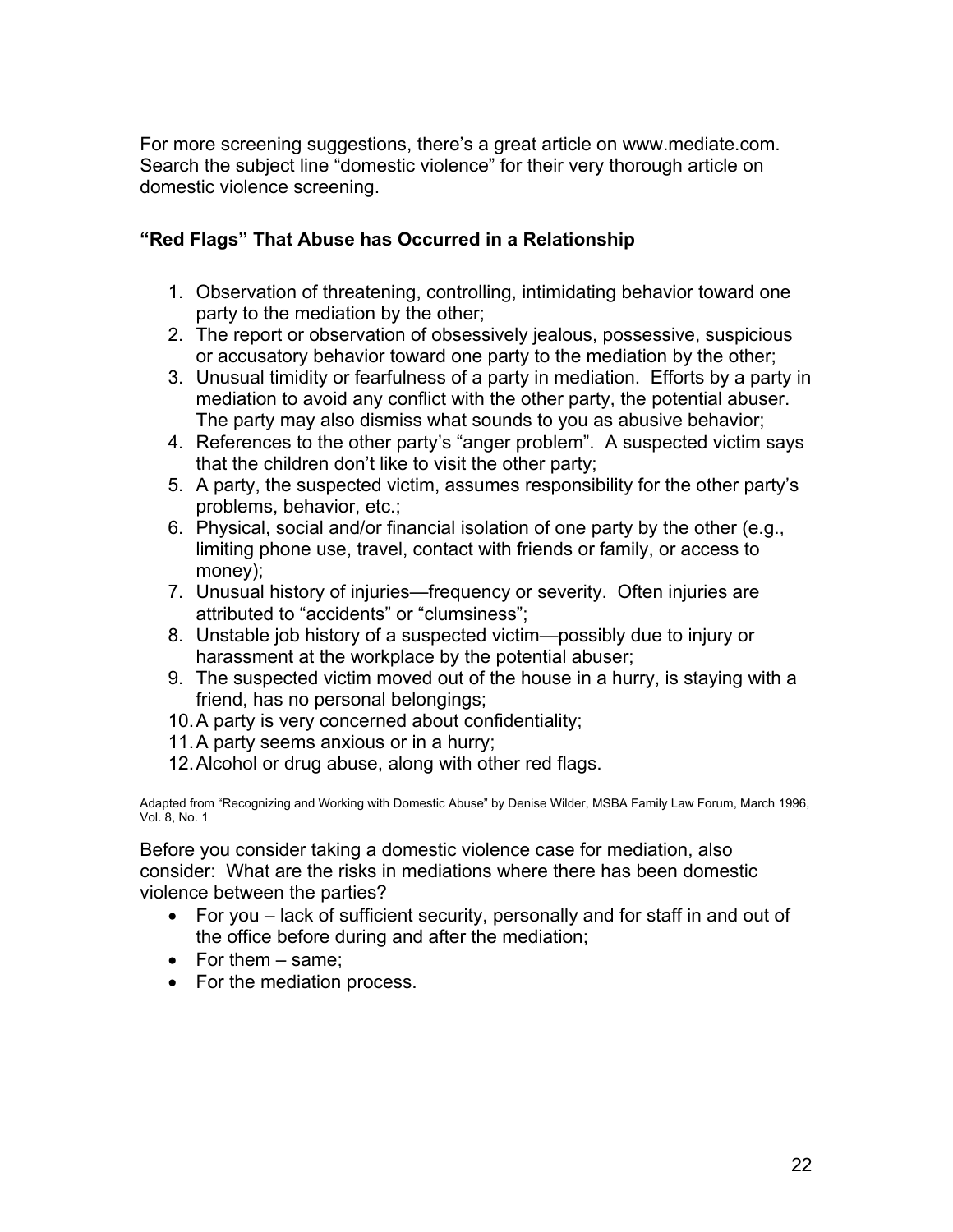For more screening suggestions, there's a great article on www.mediate.com. Search the subject line "domestic violence" for their very thorough article on domestic violence screening.

### "Red Flags" That Abuse has Occurred in a Relationship

1. Observation of threatening, controlling, intimidating behavior toward one party to the mediation by the other;
2. The report or observation of obsessively jealous, possessive, suspicious or accusatory behavior toward one party to the mediation by the other;
3. Unusual timidity or fearfulness of a party in mediation. Efforts by a party in mediation to avoid any conflict with the other party, the potential abuser. The party may also dismiss what sounds to you as abusive behavior;
4. References to the other party's "anger problem". A suspected victim says that the children don't like to visit the other party;
5. A party, the suspected victim, assumes responsibility for the other party's problems, behavior, etc.;
6. Physical, social and/or financial isolation of one party by the other (e.g., limiting phone use, travel, contact with friends or family, or access to money);
7. Unusual history of injuries—frequency or severity. Often injuries are attributed to "accidents" or "clumsiness";
8. Unstable job history of a suspected victim—possibly due to injury or harassment at the workplace by the potential abuser;
9. The suspected victim moved out of the house in a hurry, is staying with a friend, has no personal belongings;
10. A party is very concerned about confidentiality;
11. A party seems anxious or in a hurry;
12. Alcohol or drug abuse, along with other red flags.

Adapted from "Recognizing and Working with Domestic Abuse" by Denise Wilder, MSBA Family Law Forum, March 1996, Vol. 8, No. 1

Before you consider taking a domestic violence case for mediation, also consider: What are the risks in mediations where there has been domestic violence between the parties?

- For you – lack of sufficient security, personally and for staff in and out of the office before during and after the mediation;
- For them – same;
- For the mediation process.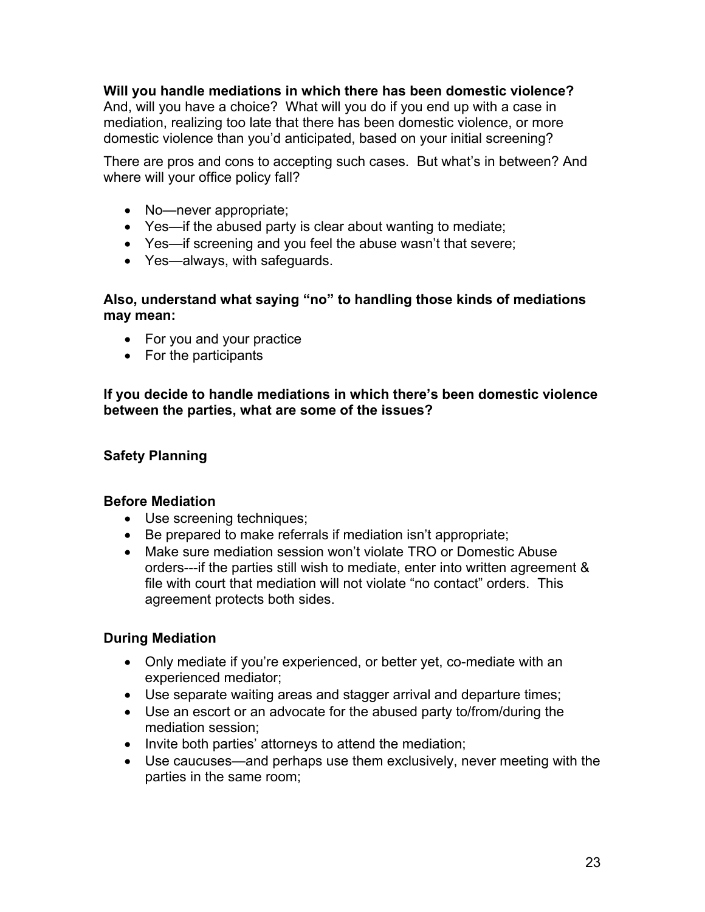**Will you handle mediations in which there has been domestic violence?** And, will you have a choice? What will you do if you end up with a case in mediation, realizing too late that there has been domestic violence, or more domestic violence than you'd anticipated, based on your initial screening?

There are pros and cons to accepting such cases. But what's in between? And where will your office policy fall?

- No—never appropriate;
- Yes—if the abused party is clear about wanting to mediate;
- Yes—if screening and you feel the abuse wasn't that severe;
- Yes—always, with safeguards.

**Also, understand what saying "no" to handling those kinds of mediations may mean:**

- For you and your practice
- For the participants

**If you decide to handle mediations in which there's been domestic violence between the parties, what are some of the issues?**

### Safety Planning

#### Before Mediation

- Use screening techniques;
- Be prepared to make referrals if mediation isn't appropriate;
- Make sure mediation session won't violate TRO or Domestic Abuse orders---if the parties still wish to mediate, enter into written agreement & file with court that mediation will not violate "no contact" orders. This agreement protects both sides.

#### During Mediation

- Only mediate if you're experienced, or better yet, co-mediate with an experienced mediator;
- Use separate waiting areas and stagger arrival and departure times;
- Use an escort or an advocate for the abused party to/from/during the mediation session;
- Invite both parties' attorneys to attend the mediation;
- Use caucuses—and perhaps use them exclusively, never meeting with the parties in the same room;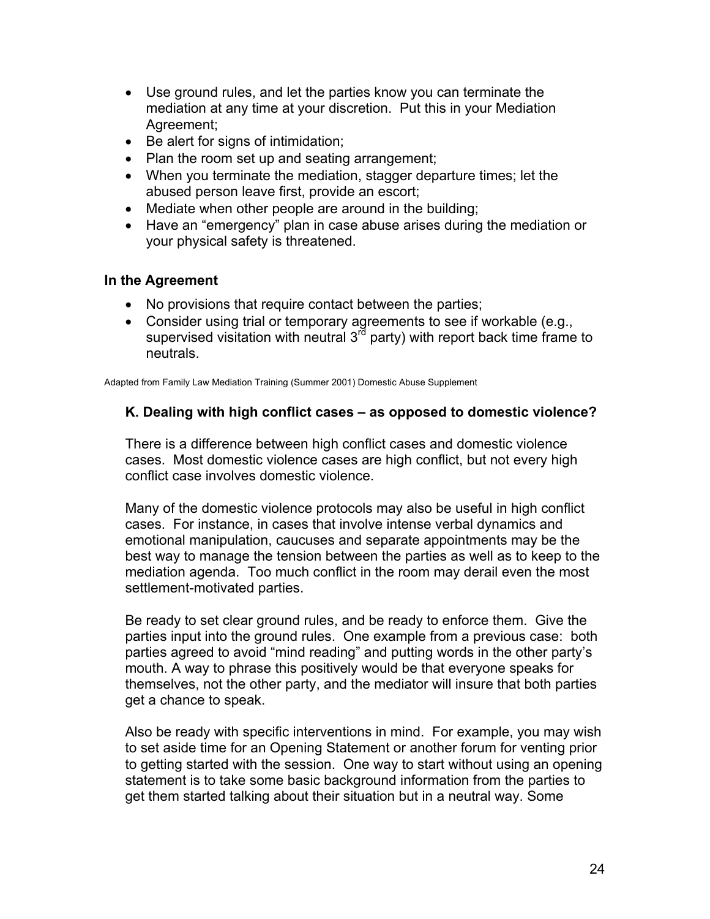- Use ground rules, and let the parties know you can terminate the mediation at any time at your discretion. Put this in your Mediation Agreement;
- Be alert for signs of intimidation;
- Plan the room set up and seating arrangement;
- When you terminate the mediation, stagger departure times; let the abused person leave first, provide an escort;
- Mediate when other people are around in the building;
- Have an "emergency" plan in case abuse arises during the mediation or your physical safety is threatened.

### In the Agreement

- No provisions that require contact between the parties;
- Consider using trial or temporary agreements to see if workable (e.g., supervised visitation with neutral 3rd party) with report back time frame to neutrals.

Adapted from Family Law Mediation Training (Summer 2001) Domestic Abuse Supplement

### K. Dealing with high conflict cases – as opposed to domestic violence?

There is a difference between high conflict cases and domestic violence cases. Most domestic violence cases are high conflict, but not every high conflict case involves domestic violence.

Many of the domestic violence protocols may also be useful in high conflict cases. For instance, in cases that involve intense verbal dynamics and emotional manipulation, caucuses and separate appointments may be the best way to manage the tension between the parties as well as to keep to the mediation agenda. Too much conflict in the room may derail even the most settlement-motivated parties.

Be ready to set clear ground rules, and be ready to enforce them. Give the parties input into the ground rules. One example from a previous case: both parties agreed to avoid "mind reading" and putting words in the other party's mouth. A way to phrase this positively would be that everyone speaks for themselves, not the other party, and the mediator will insure that both parties get a chance to speak.

Also be ready with specific interventions in mind. For example, you may wish to set aside time for an Opening Statement or another forum for venting prior to getting started with the session. One way to start without using an opening statement is to take some basic background information from the parties to get them started talking about their situation but in a neutral way. Some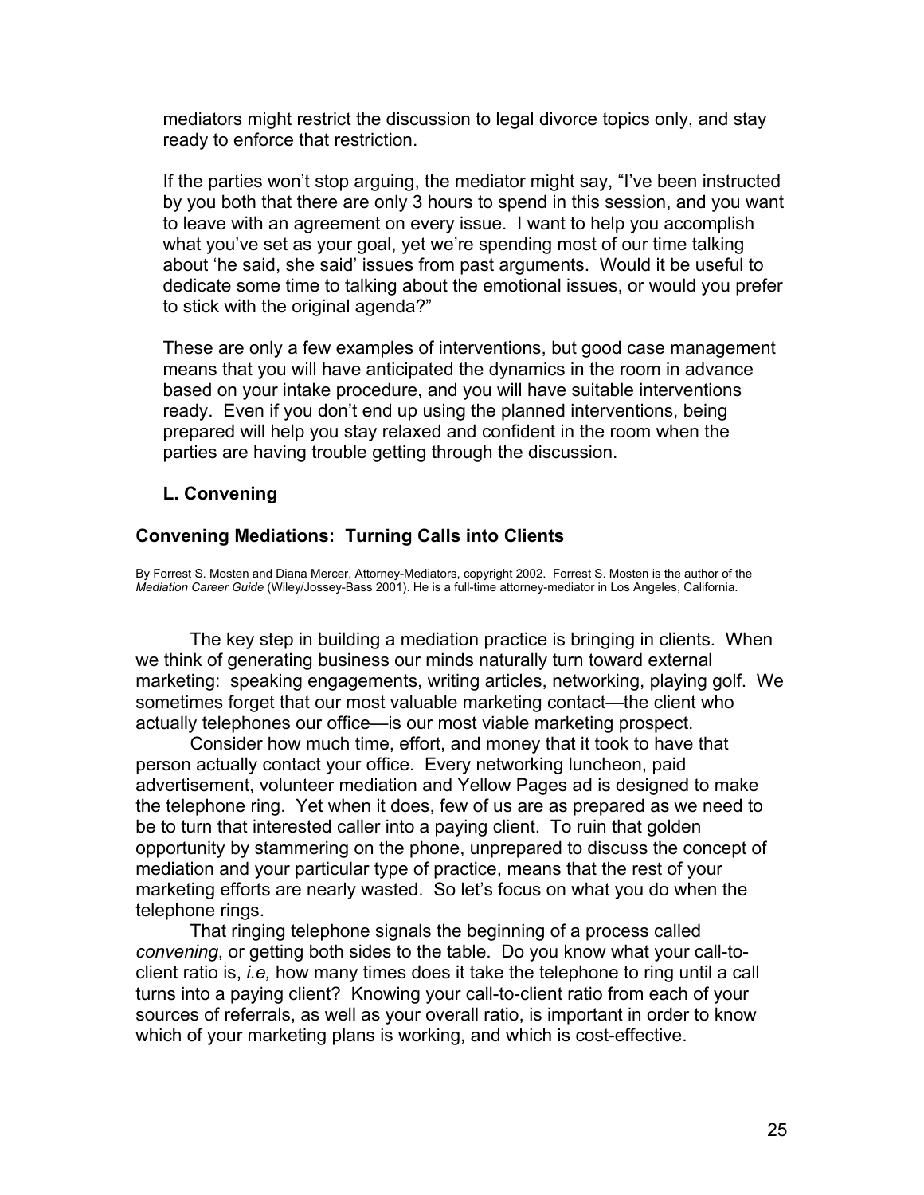mediators might restrict the discussion to legal divorce topics only, and stay ready to enforce that restriction.

If the parties won't stop arguing, the mediator might say, "I've been instructed by you both that there are only 3 hours to spend in this session, and you want to leave with an agreement on every issue. I want to help you accomplish what you've set as your goal, yet we're spending most of our time talking about 'he said, she said' issues from past arguments. Would it be useful to dedicate some time to talking about the emotional issues, or would you prefer to stick with the original agenda?"

These are only a few examples of interventions, but good case management means that you will have anticipated the dynamics in the room in advance based on your intake procedure, and you will have suitable interventions ready. Even if you don't end up using the planned interventions, being prepared will help you stay relaxed and confident in the room when the parties are having trouble getting through the discussion.

### L. Convening

## Convening Mediations: Turning Calls into Clients

By Forrest S. Mosten and Diana Mercer, Attorney-Mediators, copyright 2002. Forrest S. Mosten is the author of the *Mediation Career Guide* (Wiley/Jossey-Bass 2001). He is a full-time attorney-mediator in Los Angeles, California.

The key step in building a mediation practice is bringing in clients. When we think of generating business our minds naturally turn toward external marketing: speaking engagements, writing articles, networking, playing golf. We sometimes forget that our most valuable marketing contact—the client who actually telephones our office—is our most viable marketing prospect.

Consider how much time, effort, and money that it took to have that person actually contact your office. Every networking luncheon, paid advertisement, volunteer mediation and Yellow Pages ad is designed to make the telephone ring. Yet when it does, few of us are as prepared as we need to be to turn that interested caller into a paying client. To ruin that golden opportunity by stammering on the phone, unprepared to discuss the concept of mediation and your particular type of practice, means that the rest of your marketing efforts are nearly wasted. So let's focus on what you do when the telephone rings.

That ringing telephone signals the beginning of a process called *convening*, or getting both sides to the table. Do you know what your call-to-client ratio is, *i.e,* how many times does it take the telephone to ring until a call turns into a paying client? Knowing your call-to-client ratio from each of your sources of referrals, as well as your overall ratio, is important in order to know which of your marketing plans is working, and which is cost-effective.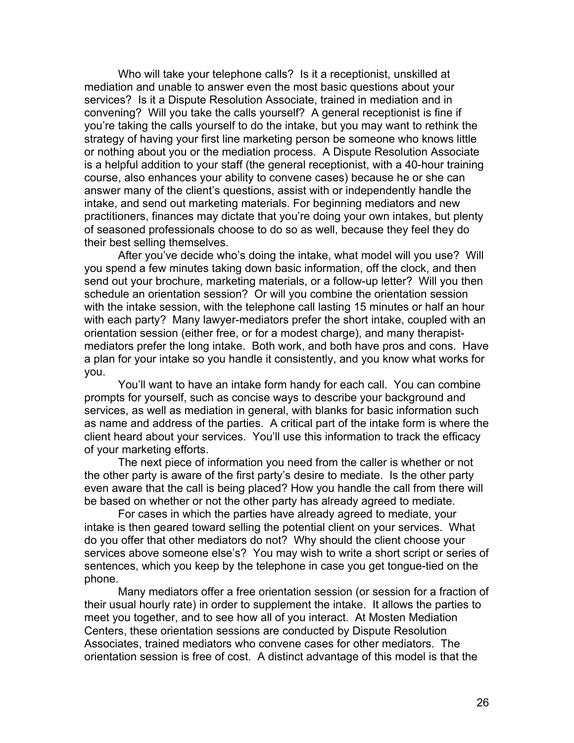Who will take your telephone calls? Is it a receptionist, unskilled at mediation and unable to answer even the most basic questions about your services? Is it a Dispute Resolution Associate, trained in mediation and in convening? Will you take the calls yourself? A general receptionist is fine if you're taking the calls yourself to do the intake, but you may want to rethink the strategy of having your first line marketing person be someone who knows little or nothing about you or the mediation process. A Dispute Resolution Associate is a helpful addition to your staff (the general receptionist, with a 40-hour training course, also enhances your ability to convene cases) because he or she can answer many of the client's questions, assist with or independently handle the intake, and send out marketing materials. For beginning mediators and new practitioners, finances may dictate that you're doing your own intakes, but plenty of seasoned professionals choose to do so as well, because they feel they do their best selling themselves.

After you've decide who's doing the intake, what model will you use? Will you spend a few minutes taking down basic information, off the clock, and then send out your brochure, marketing materials, or a follow-up letter? Will you then schedule an orientation session? Or will you combine the orientation session with the intake session, with the telephone call lasting 15 minutes or half an hour with each party? Many lawyer-mediators prefer the short intake, coupled with an orientation session (either free, or for a modest charge), and many therapist-mediators prefer the long intake. Both work, and both have pros and cons. Have a plan for your intake so you handle it consistently, and you know what works for you.

You'll want to have an intake form handy for each call. You can combine prompts for yourself, such as concise ways to describe your background and services, as well as mediation in general, with blanks for basic information such as name and address of the parties. A critical part of the intake form is where the client heard about your services. You'll use this information to track the efficacy of your marketing efforts.

The next piece of information you need from the caller is whether or not the other party is aware of the first party's desire to mediate. Is the other party even aware that the call is being placed? How you handle the call from there will be based on whether or not the other party has already agreed to mediate.

For cases in which the parties have already agreed to mediate, your intake is then geared toward selling the potential client on your services. What do you offer that other mediators do not? Why should the client choose your services above someone else's? You may wish to write a short script or series of sentences, which you keep by the telephone in case you get tongue-tied on the phone.

Many mediators offer a free orientation session (or session for a fraction of their usual hourly rate) in order to supplement the intake. It allows the parties to meet you together, and to see how all of you interact. At Mosten Mediation Centers, these orientation sessions are conducted by Dispute Resolution Associates, trained mediators who convene cases for other mediators. The orientation session is free of cost. A distinct advantage of this model is that the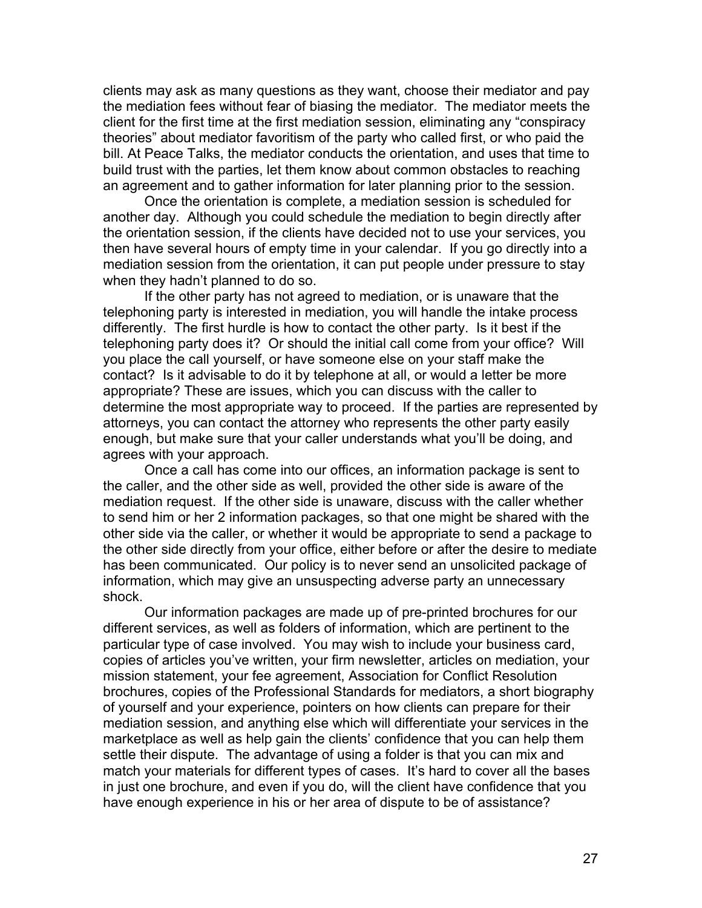clients may ask as many questions as they want, choose their mediator and pay the mediation fees without fear of biasing the mediator. The mediator meets the client for the first time at the first mediation session, eliminating any "conspiracy theories" about mediator favoritism of the party who called first, or who paid the bill. At Peace Talks, the mediator conducts the orientation, and uses that time to build trust with the parties, let them know about common obstacles to reaching an agreement and to gather information for later planning prior to the session.

Once the orientation is complete, a mediation session is scheduled for another day. Although you could schedule the mediation to begin directly after the orientation session, if the clients have decided not to use your services, you then have several hours of empty time in your calendar. If you go directly into a mediation session from the orientation, it can put people under pressure to stay when they hadn't planned to do so.

If the other party has not agreed to mediation, or is unaware that the telephoning party is interested in mediation, you will handle the intake process differently. The first hurdle is how to contact the other party. Is it best if the telephoning party does it? Or should the initial call come from your office? Will you place the call yourself, or have someone else on your staff make the contact? Is it advisable to do it by telephone at all, or would a letter be more appropriate? These are issues, which you can discuss with the caller to determine the most appropriate way to proceed. If the parties are represented by attorneys, you can contact the attorney who represents the other party easily enough, but make sure that your caller understands what you'll be doing, and agrees with your approach.

Once a call has come into our offices, an information package is sent to the caller, and the other side as well, provided the other side is aware of the mediation request. If the other side is unaware, discuss with the caller whether to send him or her 2 information packages, so that one might be shared with the other side via the caller, or whether it would be appropriate to send a package to the other side directly from your office, either before or after the desire to mediate has been communicated. Our policy is to never send an unsolicited package of information, which may give an unsuspecting adverse party an unnecessary shock.

Our information packages are made up of pre-printed brochures for our different services, as well as folders of information, which are pertinent to the particular type of case involved. You may wish to include your business card, copies of articles you've written, your firm newsletter, articles on mediation, your mission statement, your fee agreement, Association for Conflict Resolution brochures, copies of the Professional Standards for mediators, a short biography of yourself and your experience, pointers on how clients can prepare for their mediation session, and anything else which will differentiate your services in the marketplace as well as help gain the clients' confidence that you can help them settle their dispute. The advantage of using a folder is that you can mix and match your materials for different types of cases. It's hard to cover all the bases in just one brochure, and even if you do, will the client have confidence that you have enough experience in his or her area of dispute to be of assistance?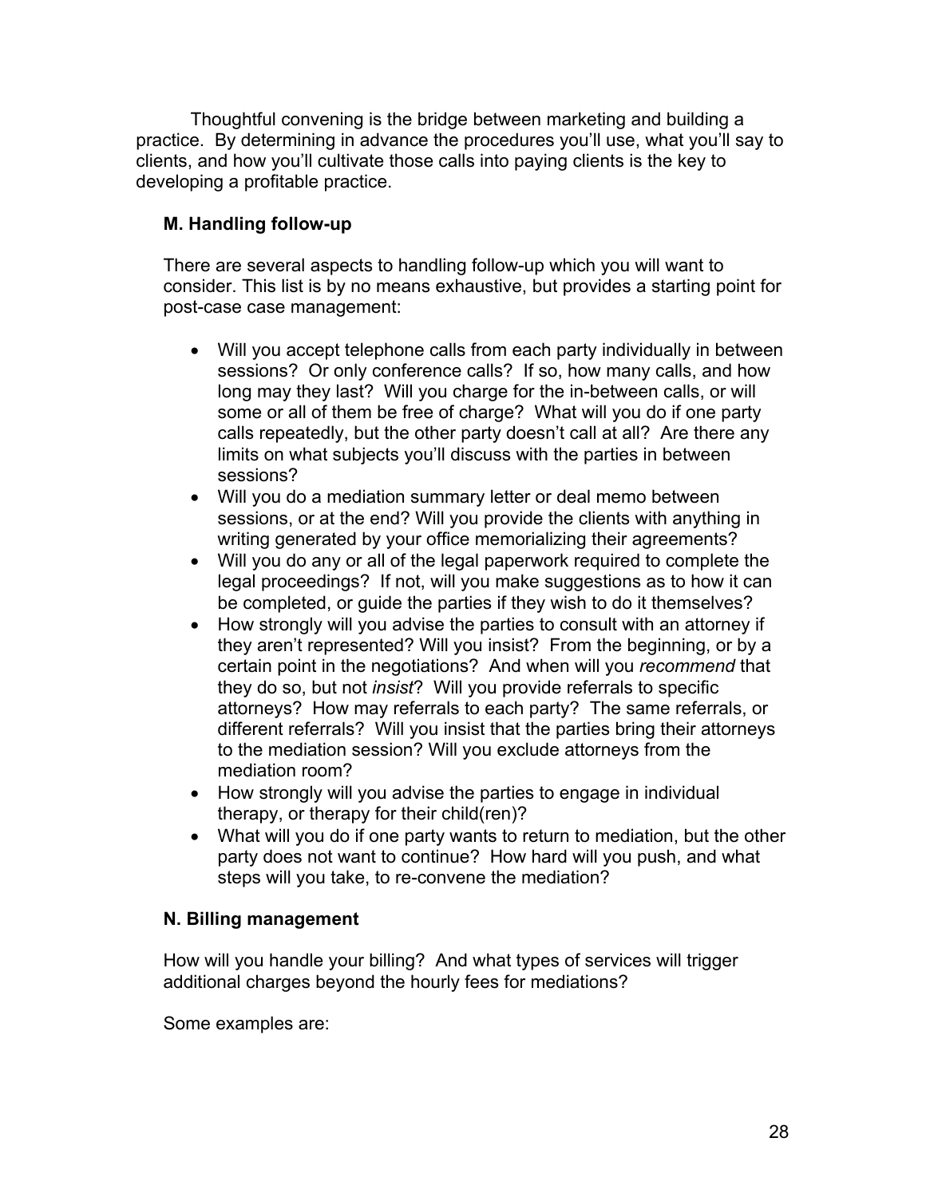Thoughtful convening is the bridge between marketing and building a practice. By determining in advance the procedures you'll use, what you'll say to clients, and how you'll cultivate those calls into paying clients is the key to developing a profitable practice.

### M. Handling follow-up

There are several aspects to handling follow-up which you will want to consider. This list is by no means exhaustive, but provides a starting point for post-case case management:

- Will you accept telephone calls from each party individually in between sessions? Or only conference calls? If so, how many calls, and how long may they last? Will you charge for the in-between calls, or will some or all of them be free of charge? What will you do if one party calls repeatedly, but the other party doesn't call at all? Are there any limits on what subjects you'll discuss with the parties in between sessions?
- Will you do a mediation summary letter or deal memo between sessions, or at the end? Will you provide the clients with anything in writing generated by your office memorializing their agreements?
- Will you do any or all of the legal paperwork required to complete the legal proceedings? If not, will you make suggestions as to how it can be completed, or guide the parties if they wish to do it themselves?
- How strongly will you advise the parties to consult with an attorney if they aren't represented? Will you insist? From the beginning, or by a certain point in the negotiations? And when will you *recommend* that they do so, but not *insist*? Will you provide referrals to specific attorneys? How may referrals to each party? The same referrals, or different referrals? Will you insist that the parties bring their attorneys to the mediation session? Will you exclude attorneys from the mediation room?
- How strongly will you advise the parties to engage in individual therapy, or therapy for their child(ren)?
- What will you do if one party wants to return to mediation, but the other party does not want to continue? How hard will you push, and what steps will you take, to re-convene the mediation?

### N. Billing management

How will you handle your billing? And what types of services will trigger additional charges beyond the hourly fees for mediations?

Some examples are: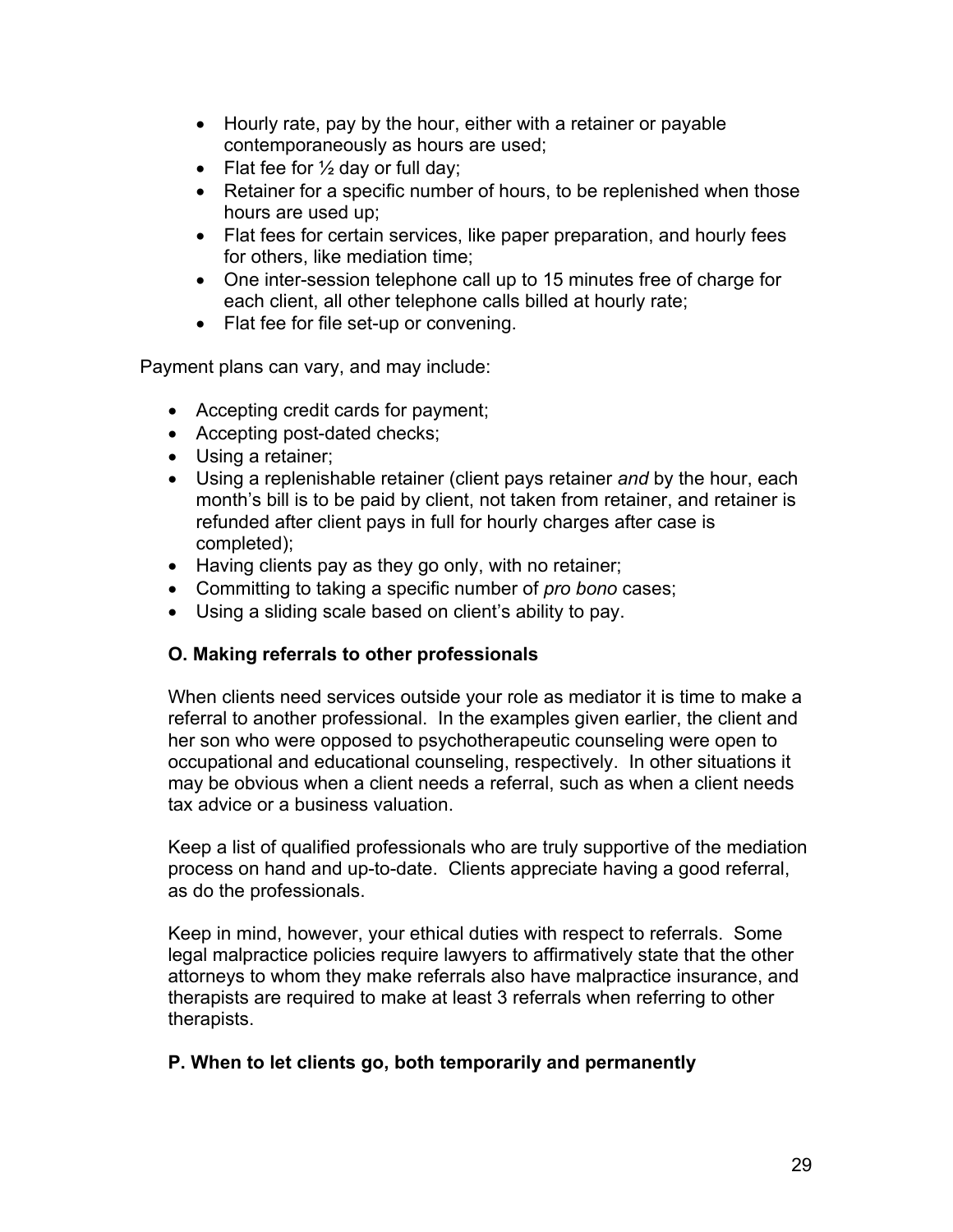- Hourly rate, pay by the hour, either with a retainer or payable contemporaneously as hours are used;
- Flat fee for ½ day or full day;
- Retainer for a specific number of hours, to be replenished when those hours are used up;
- Flat fees for certain services, like paper preparation, and hourly fees for others, like mediation time;
- One inter-session telephone call up to 15 minutes free of charge for each client, all other telephone calls billed at hourly rate;
- Flat fee for file set-up or convening.

Payment plans can vary, and may include:

- Accepting credit cards for payment;
- Accepting post-dated checks;
- Using a retainer;
- Using a replenishable retainer (client pays retainer *and* by the hour, each month's bill is to be paid by client, not taken from retainer, and retainer is refunded after client pays in full for hourly charges after case is completed);
- Having clients pay as they go only, with no retainer;
- Committing to taking a specific number of *pro bono* cases;
- Using a sliding scale based on client's ability to pay.

### O. Making referrals to other professionals

When clients need services outside your role as mediator it is time to make a referral to another professional. In the examples given earlier, the client and her son who were opposed to psychotherapeutic counseling were open to occupational and educational counseling, respectively. In other situations it may be obvious when a client needs a referral, such as when a client needs tax advice or a business valuation.

Keep a list of qualified professionals who are truly supportive of the mediation process on hand and up-to-date. Clients appreciate having a good referral, as do the professionals.

Keep in mind, however, your ethical duties with respect to referrals. Some legal malpractice policies require lawyers to affirmatively state that the other attorneys to whom they make referrals also have malpractice insurance, and therapists are required to make at least 3 referrals when referring to other therapists.

### P. When to let clients go, both temporarily and permanently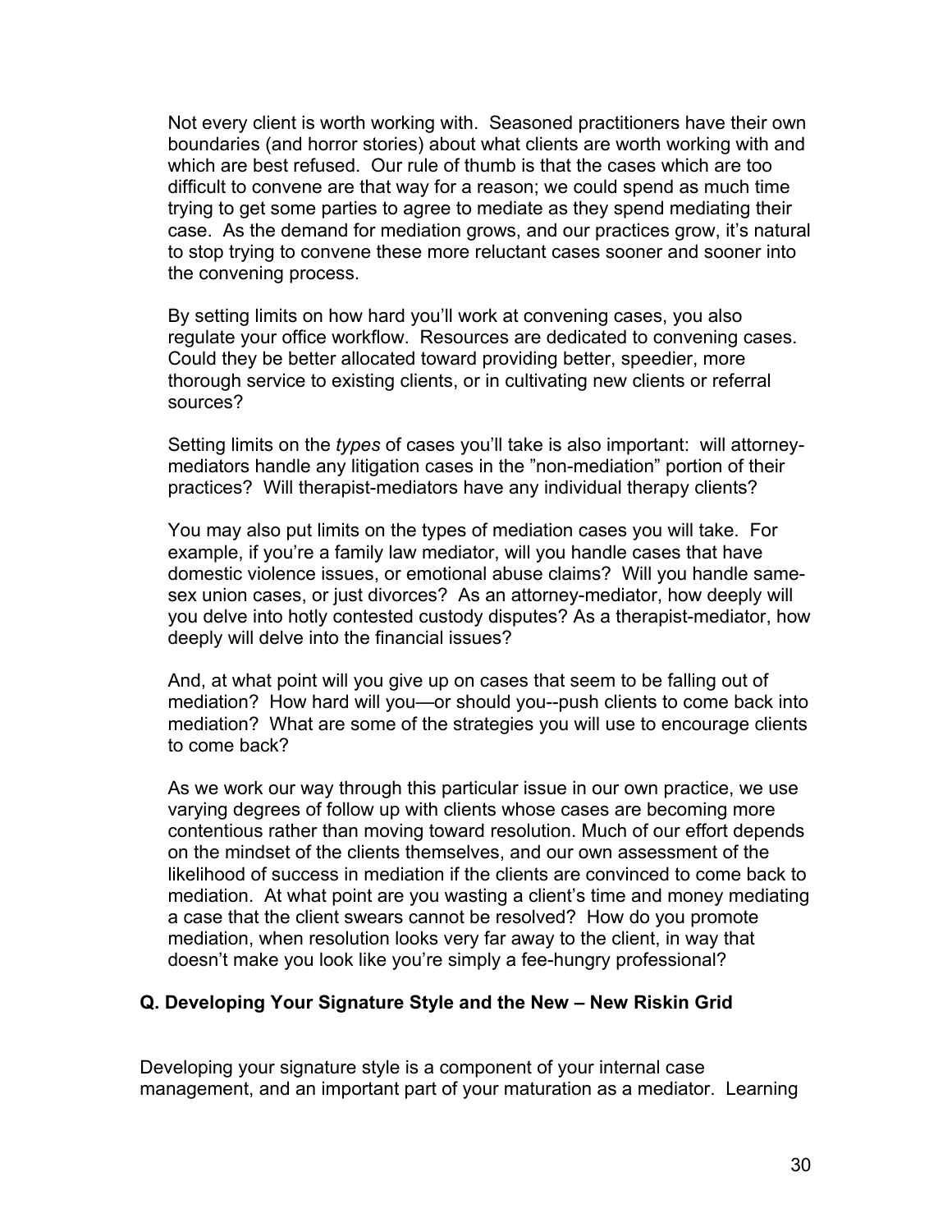Not every client is worth working with. Seasoned practitioners have their own boundaries (and horror stories) about what clients are worth working with and which are best refused. Our rule of thumb is that the cases which are too difficult to convene are that way for a reason; we could spend as much time trying to get some parties to agree to mediate as they spend mediating their case. As the demand for mediation grows, and our practices grow, it's natural to stop trying to convene these more reluctant cases sooner and sooner into the convening process.

By setting limits on how hard you'll work at convening cases, you also regulate your office workflow. Resources are dedicated to convening cases. Could they be better allocated toward providing better, speedier, more thorough service to existing clients, or in cultivating new clients or referral sources?

Setting limits on the *types* of cases you'll take is also important: will attorney-mediators handle any litigation cases in the "non-mediation" portion of their practices? Will therapist-mediators have any individual therapy clients?

You may also put limits on the types of mediation cases you will take. For example, if you're a family law mediator, will you handle cases that have domestic violence issues, or emotional abuse claims? Will you handle same-sex union cases, or just divorces? As an attorney-mediator, how deeply will you delve into hotly contested custody disputes? As a therapist-mediator, how deeply will delve into the financial issues?

And, at what point will you give up on cases that seem to be falling out of mediation? How hard will you—or should you--push clients to come back into mediation? What are some of the strategies you will use to encourage clients to come back?

As we work our way through this particular issue in our own practice, we use varying degrees of follow up with clients whose cases are becoming more contentious rather than moving toward resolution. Much of our effort depends on the mindset of the clients themselves, and our own assessment of the likelihood of success in mediation if the clients are convinced to come back to mediation. At what point are you wasting a client's time and money mediating a case that the client swears cannot be resolved? How do you promote mediation, when resolution looks very far away to the client, in way that doesn't make you look like you're simply a fee-hungry professional?

### Q. Developing Your Signature Style and the New – New Riskin Grid

Developing your signature style is a component of your internal case management, and an important part of your maturation as a mediator. Learning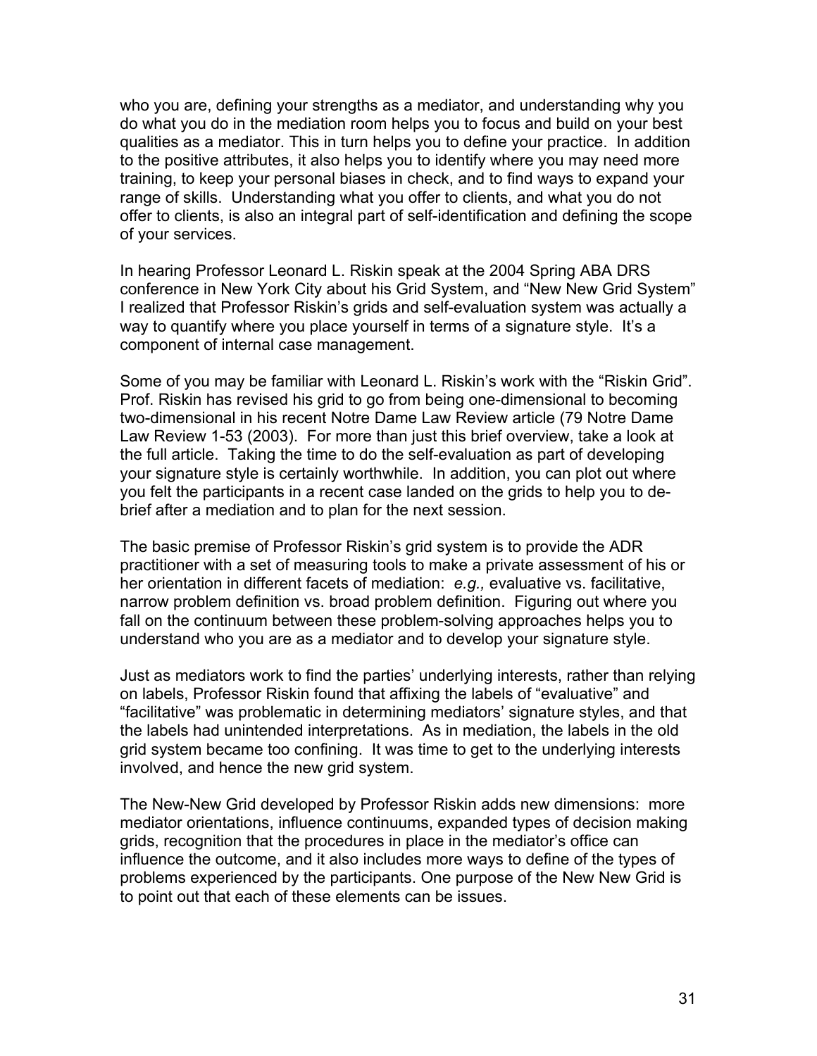who you are, defining your strengths as a mediator, and understanding why you do what you do in the mediation room helps you to focus and build on your best qualities as a mediator. This in turn helps you to define your practice. In addition to the positive attributes, it also helps you to identify where you may need more training, to keep your personal biases in check, and to find ways to expand your range of skills. Understanding what you offer to clients, and what you do not offer to clients, is also an integral part of self-identification and defining the scope of your services.

In hearing Professor Leonard L. Riskin speak at the 2004 Spring ABA DRS conference in New York City about his Grid System, and "New New Grid System" I realized that Professor Riskin's grids and self-evaluation system was actually a way to quantify where you place yourself in terms of a signature style. It's a component of internal case management.

Some of you may be familiar with Leonard L. Riskin's work with the "Riskin Grid". Prof. Riskin has revised his grid to go from being one-dimensional to becoming two-dimensional in his recent Notre Dame Law Review article (79 Notre Dame Law Review 1-53 (2003). For more than just this brief overview, take a look at the full article. Taking the time to do the self-evaluation as part of developing your signature style is certainly worthwhile. In addition, you can plot out where you felt the participants in a recent case landed on the grids to help you to de-brief after a mediation and to plan for the next session.

The basic premise of Professor Riskin's grid system is to provide the ADR practitioner with a set of measuring tools to make a private assessment of his or her orientation in different facets of mediation: *e.g.,* evaluative vs. facilitative, narrow problem definition vs. broad problem definition. Figuring out where you fall on the continuum between these problem-solving approaches helps you to understand who you are as a mediator and to develop your signature style.

Just as mediators work to find the parties' underlying interests, rather than relying on labels, Professor Riskin found that affixing the labels of "evaluative" and "facilitative" was problematic in determining mediators' signature styles, and that the labels had unintended interpretations. As in mediation, the labels in the old grid system became too confining. It was time to get to the underlying interests involved, and hence the new grid system.

The New-New Grid developed by Professor Riskin adds new dimensions: more mediator orientations, influence continuums, expanded types of decision making grids, recognition that the procedures in place in the mediator's office can influence the outcome, and it also includes more ways to define of the types of problems experienced by the participants. One purpose of the New New Grid is to point out that each of these elements can be issues.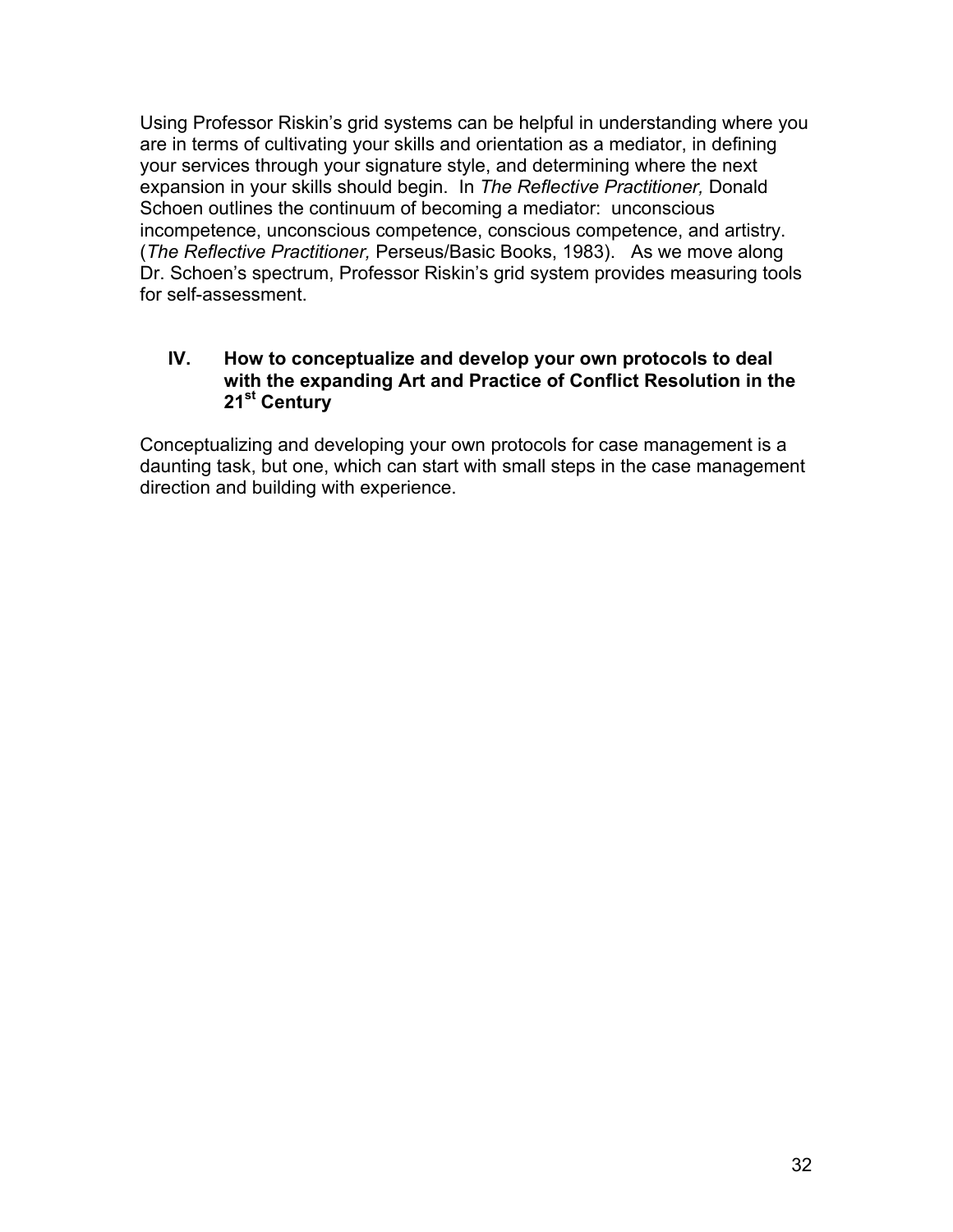Using Professor Riskin's grid systems can be helpful in understanding where you are in terms of cultivating your skills and orientation as a mediator, in defining your services through your signature style, and determining where the next expansion in your skills should begin. In *The Reflective Practitioner,* Donald Schoen outlines the continuum of becoming a mediator: unconscious incompetence, unconscious competence, conscious competence, and artistry. (*The Reflective Practitioner,* Perseus/Basic Books, 1983). As we move along Dr. Schoen's spectrum, Professor Riskin's grid system provides measuring tools for self-assessment.

## IV. How to conceptualize and develop your own protocols to deal with the expanding Art and Practice of Conflict Resolution in the 21st Century

Conceptualizing and developing your own protocols for case management is a daunting task, but one, which can start with small steps in the case management direction and building with experience.